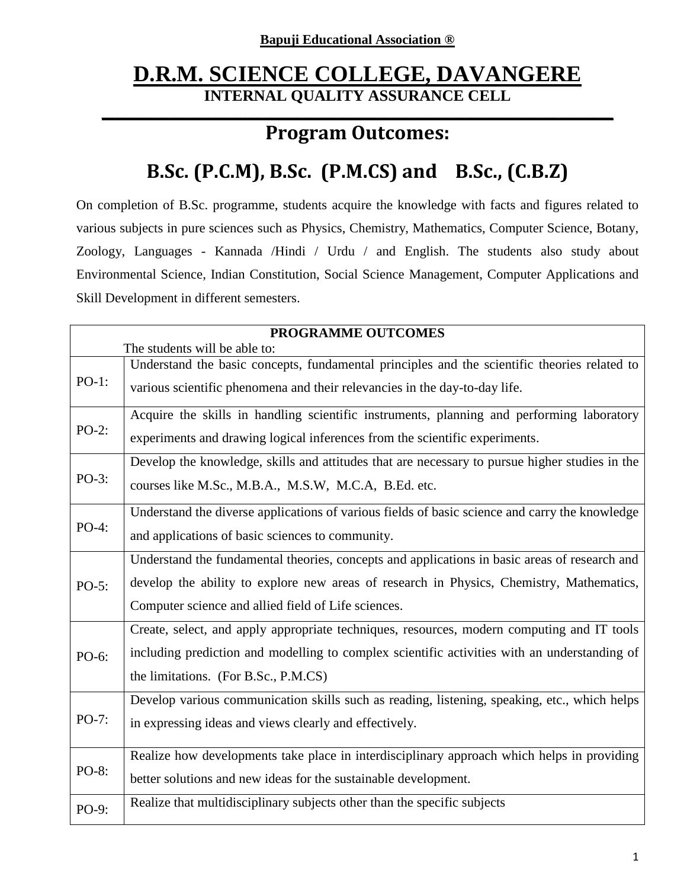**Bapuji Educational Association ®**

# D.R.M. SCIENCE COLLEGE, DAVANGERE

## INTERNAL QUALITY ASSURANCE CELL

## Program Outcomes:

## B.Sc. (P.C.M), B.Sc. (P.M.CS) and B.Sc., (C.B.Z)

On completion of B.Sc. programme, students acquire the knowledge with facts and figures related to various subjects in pure sciences such as Physics, Chemistry, Mathematics, Computer Science, Botany, Zoology, Languages - Kannada /Hindi / Urdu / and English. The students also study about Environmental Science, Indian Constitution, Social Science Management, Computer Applications and Skill Development in different semesters.

| **PROGRAMME OUTCOMES**<br>The students will be able to: | |
|---|---|
| PO-1: | Understand the basic concepts, fundamental principles and the scientific theories related to various scientific phenomena and their relevancies in the day-to-day life. |
| PO-2: | Acquire the skills in handling scientific instruments, planning and performing laboratory experiments and drawing logical inferences from the scientific experiments. |
| PO-3: | Develop the knowledge, skills and attitudes that are necessary to pursue higher studies in the courses like M.Sc., M.B.A., M.S.W, M.C.A, B.Ed. etc. |
| PO-4: | Understand the diverse applications of various fields of basic science and carry the knowledge and applications of basic sciences to community. |
| PO-5: | Understand the fundamental theories, concepts and applications in basic areas of research and develop the ability to explore new areas of research in Physics, Chemistry, Mathematics, Computer science and allied field of Life sciences. |
| PO-6: | Create, select, and apply appropriate techniques, resources, modern computing and IT tools including prediction and modelling to complex scientific activities with an understanding of the limitations. (For B.Sc., P.M.CS) |
| PO-7: | Develop various communication skills such as reading, listening, speaking, etc., which helps in expressing ideas and views clearly and effectively. |
| PO-8: | Realize how developments take place in interdisciplinary approach which helps in providing better solutions and new ideas for the sustainable development. |
| PO-9: | Realize that multidisciplinary subjects other than the specific subjects |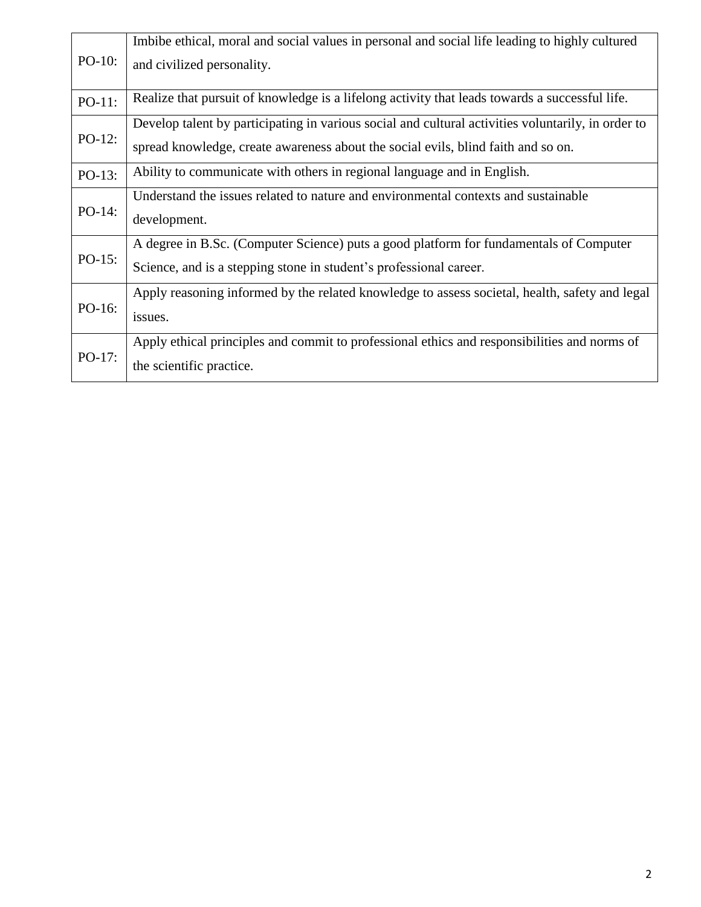| | |
|---|---|
| PO-10: | Imbibe ethical, moral and social values in personal and social life leading to highly cultured and civilized personality. |
| PO-11: | Realize that pursuit of knowledge is a lifelong activity that leads towards a successful life. |
| PO-12: | Develop talent by participating in various social and cultural activities voluntarily, in order to spread knowledge, create awareness about the social evils, blind faith and so on. |
| PO-13: | Ability to communicate with others in regional language and in English. |
| PO-14: | Understand the issues related to nature and environmental contexts and sustainable development. |
| PO-15: | A degree in B.Sc. (Computer Science) puts a good platform for fundamentals of Computer Science, and is a stepping stone in student's professional career. |
| PO-16: | Apply reasoning informed by the related knowledge to assess societal, health, safety and legal issues. |
| PO-17: | Apply ethical principles and commit to professional ethics and responsibilities and norms of the scientific practice. |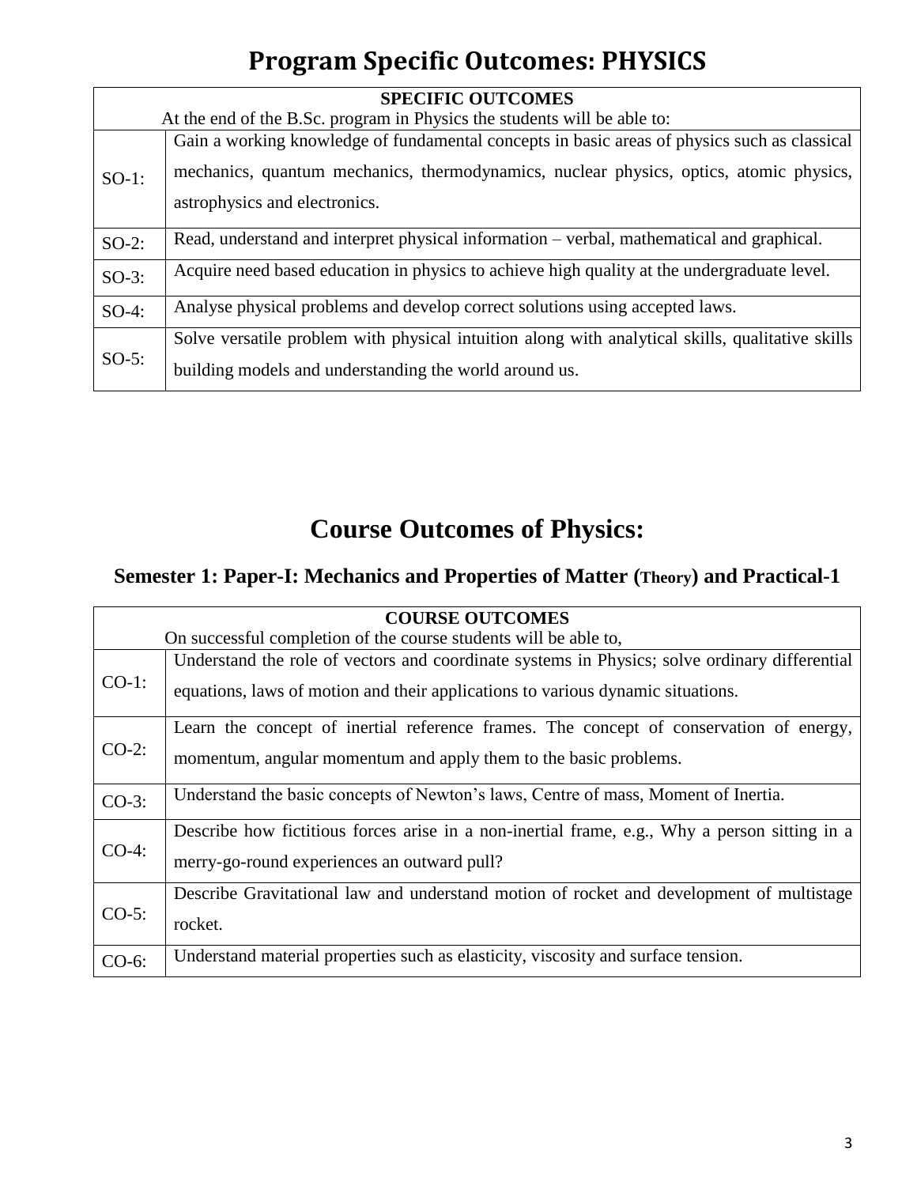# Program Specific Outcomes: PHYSICS

| **SPECIFIC OUTCOMES**<br>At the end of the B.Sc. program in Physics the students will be able to: | |
|---|---|
| SO-1: | Gain a working knowledge of fundamental concepts in basic areas of physics such as classical mechanics, quantum mechanics, thermodynamics, nuclear physics, optics, atomic physics, astrophysics and electronics. |
| SO-2: | Read, understand and interpret physical information – verbal, mathematical and graphical. |
| SO-3: | Acquire need based education in physics to achieve high quality at the undergraduate level. |
| SO-4: | Analyse physical problems and develop correct solutions using accepted laws. |
| SO-5: | Solve versatile problem with physical intuition along with analytical skills, qualitative skills building models and understanding the world around us. |

# Course Outcomes of Physics:

## Semester 1: Paper-I: Mechanics and Properties of Matter (Theory) and Practical-1

| **COURSE OUTCOMES**<br>On successful completion of the course students will be able to, | |
|---|---|
| CO-1: | Understand the role of vectors and coordinate systems in Physics; solve ordinary differential equations, laws of motion and their applications to various dynamic situations. |
| CO-2: | Learn the concept of inertial reference frames. The concept of conservation of energy, momentum, angular momentum and apply them to the basic problems. |
| CO-3: | Understand the basic concepts of Newton's laws, Centre of mass, Moment of Inertia. |
| CO-4: | Describe how fictitious forces arise in a non-inertial frame, e.g., Why a person sitting in a merry-go-round experiences an outward pull? |
| CO-5: | Describe Gravitational law and understand motion of rocket and development of multistage rocket. |
| CO-6: | Understand material properties such as elasticity, viscosity and surface tension. |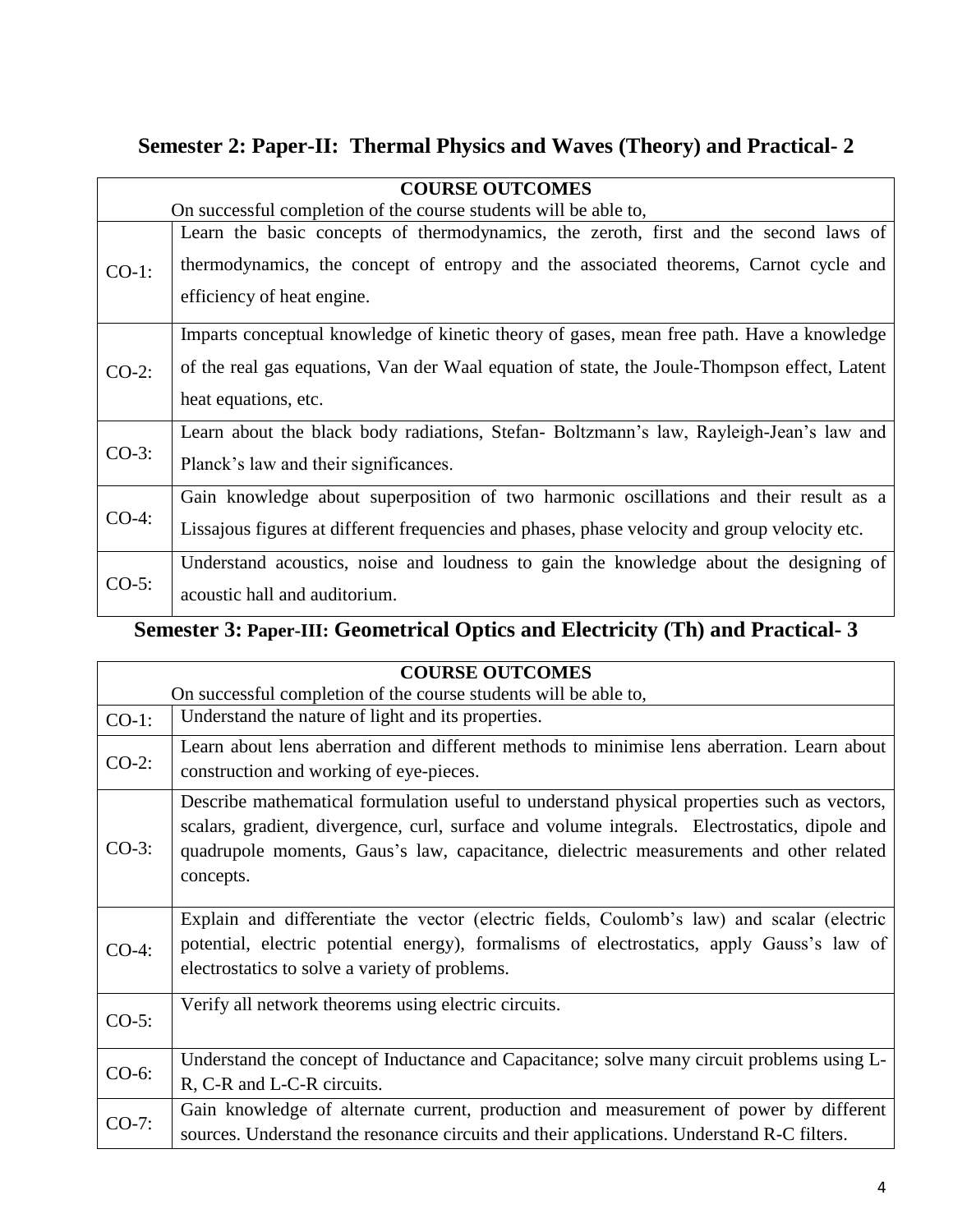## Semester 2: Paper-II: Thermal Physics and Waves (Theory) and Practical- 2

| COURSE OUTCOMES<br>On successful completion of the course students will be able to, | |
|---|---|
| CO-1: | Learn the basic concepts of thermodynamics, the zeroth, first and the second laws of thermodynamics, the concept of entropy and the associated theorems, Carnot cycle and efficiency of heat engine. |
| CO-2: | Imparts conceptual knowledge of kinetic theory of gases, mean free path. Have a knowledge of the real gas equations, Van der Waal equation of state, the Joule-Thompson effect, Latent heat equations, etc. |
| CO-3: | Learn about the black body radiations, Stefan- Boltzmann's law, Rayleigh-Jean's law and Planck's law and their significances. |
| CO-4: | Gain knowledge about superposition of two harmonic oscillations and their result as a Lissajous figures at different frequencies and phases, phase velocity and group velocity etc. |
| CO-5: | Understand acoustics, noise and loudness to gain the knowledge about the designing of acoustic hall and auditorium. |

## Semester 3: Paper-III: Geometrical Optics and Electricity (Th) and Practical- 3

| COURSE OUTCOMES<br>On successful completion of the course students will be able to, | |
|---|---|
| CO-1: | Understand the nature of light and its properties. |
| CO-2: | Learn about lens aberration and different methods to minimise lens aberration. Learn about construction and working of eye-pieces. |
| CO-3: | Describe mathematical formulation useful to understand physical properties such as vectors, scalars, gradient, divergence, curl, surface and volume integrals. Electrostatics, dipole and quadrupole moments, Gaus's law, capacitance, dielectric measurements and other related concepts. |
| CO-4: | Explain and differentiate the vector (electric fields, Coulomb's law) and scalar (electric potential, electric potential energy), formalisms of electrostatics, apply Gauss's law of electrostatics to solve a variety of problems. |
| CO-5: | Verify all network theorems using electric circuits. |
| CO-6: | Understand the concept of Inductance and Capacitance; solve many circuit problems using L-R, C-R and L-C-R circuits. |
| CO-7: | Gain knowledge of alternate current, production and measurement of power by different sources. Understand the resonance circuits and their applications. Understand R-C filters. |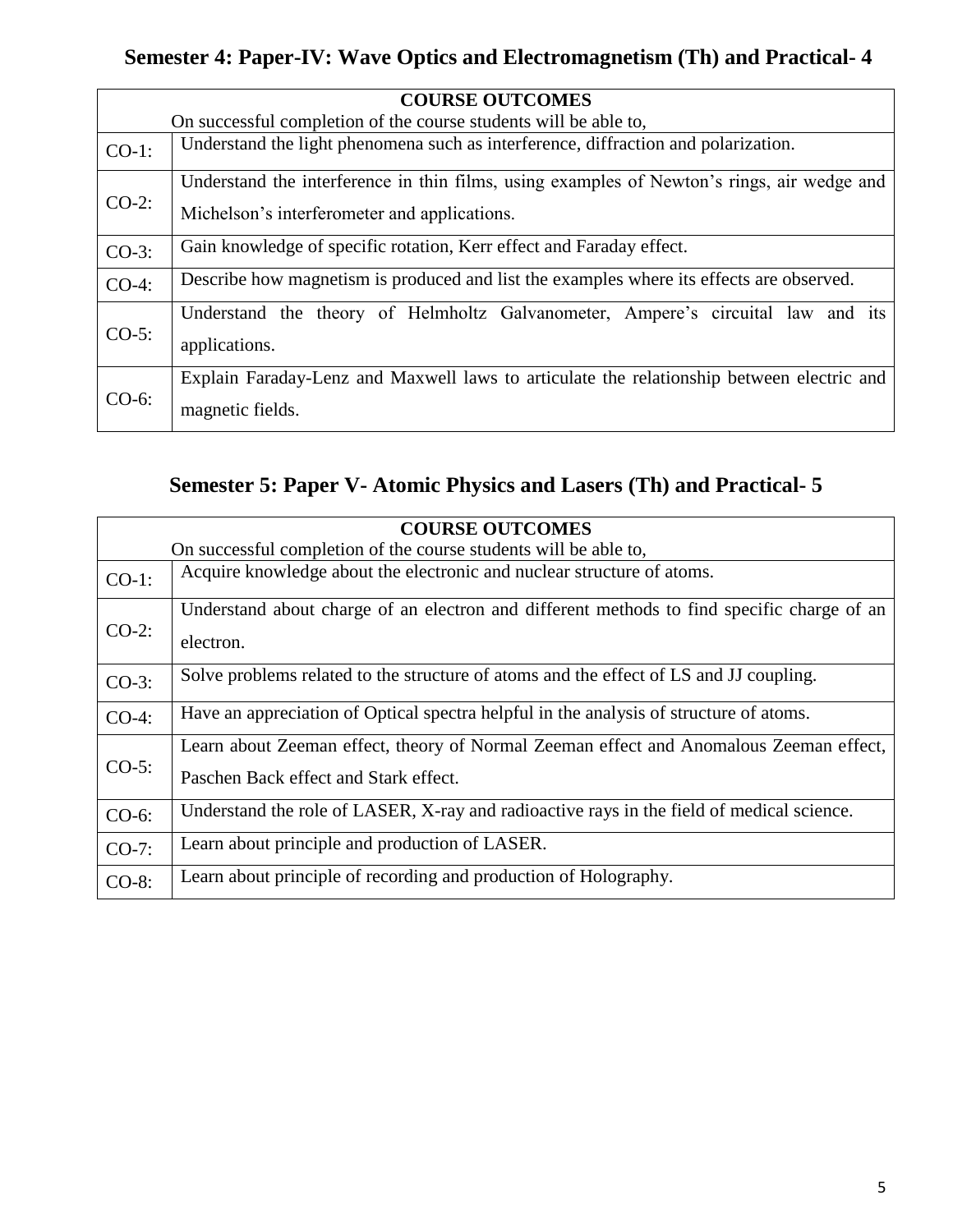## Semester 4: Paper-IV: Wave Optics and Electromagnetism (Th) and Practical- 4

| COURSE OUTCOMES<br>On successful completion of the course students will be able to, | |
|---|---|
| CO-1: | Understand the light phenomena such as interference, diffraction and polarization. |
| CO-2: | Understand the interference in thin films, using examples of Newton's rings, air wedge and Michelson's interferometer and applications. |
| CO-3: | Gain knowledge of specific rotation, Kerr effect and Faraday effect. |
| CO-4: | Describe how magnetism is produced and list the examples where its effects are observed. |
| CO-5: | Understand the theory of Helmholtz Galvanometer, Ampere's circuital law and its applications. |
| CO-6: | Explain Faraday-Lenz and Maxwell laws to articulate the relationship between electric and magnetic fields. |

## Semester 5: Paper V- Atomic Physics and Lasers (Th) and Practical- 5

| COURSE OUTCOMES<br>On successful completion of the course students will be able to, | |
|---|---|
| CO-1: | Acquire knowledge about the electronic and nuclear structure of atoms. |
| CO-2: | Understand about charge of an electron and different methods to find specific charge of an electron. |
| CO-3: | Solve problems related to the structure of atoms and the effect of LS and JJ coupling. |
| CO-4: | Have an appreciation of Optical spectra helpful in the analysis of structure of atoms. |
| CO-5: | Learn about Zeeman effect, theory of Normal Zeeman effect and Anomalous Zeeman effect, Paschen Back effect and Stark effect. |
| CO-6: | Understand the role of LASER, X-ray and radioactive rays in the field of medical science. |
| CO-7: | Learn about principle and production of LASER. |
| CO-8: | Learn about principle of recording and production of Holography. |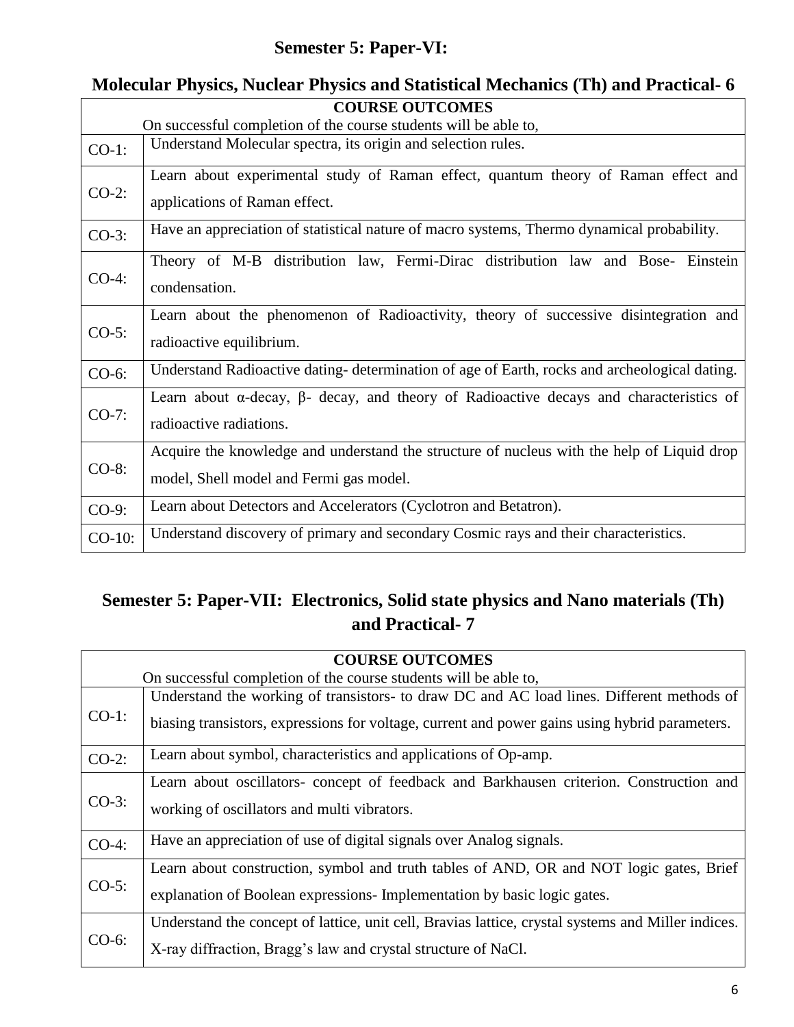## Semester 5: Paper-VI:

## Molecular Physics, Nuclear Physics and Statistical Mechanics (Th) and Practical- 6

| **COURSE OUTCOMES**<br>On successful completion of the course students will be able to, | |
|---|---|
| CO-1: | Understand Molecular spectra, its origin and selection rules. |
| CO-2: | Learn about experimental study of Raman effect, quantum theory of Raman effect and applications of Raman effect. |
| CO-3: | Have an appreciation of statistical nature of macro systems, Thermo dynamical probability. |
| CO-4: | Theory of M-B distribution law, Fermi-Dirac distribution law and Bose- Einstein condensation. |
| CO-5: | Learn about the phenomenon of Radioactivity, theory of successive disintegration and radioactive equilibrium. |
| CO-6: | Understand Radioactive dating- determination of age of Earth, rocks and archeological dating. |
| CO-7: | Learn about α-decay, β- decay, and theory of Radioactive decays and characteristics of radioactive radiations. |
| CO-8: | Acquire the knowledge and understand the structure of nucleus with the help of Liquid drop model, Shell model and Fermi gas model. |
| CO-9: | Learn about Detectors and Accelerators (Cyclotron and Betatron). |
| CO-10: | Understand discovery of primary and secondary Cosmic rays and their characteristics. |

## Semester 5: Paper-VII: Electronics, Solid state physics and Nano materials (Th) and Practical- 7

| **COURSE OUTCOMES**<br>On successful completion of the course students will be able to, | |
|---|---|
| CO-1: | Understand the working of transistors- to draw DC and AC load lines. Different methods of biasing transistors, expressions for voltage, current and power gains using hybrid parameters. |
| CO-2: | Learn about symbol, characteristics and applications of Op-amp. |
| CO-3: | Learn about oscillators- concept of feedback and Barkhausen criterion. Construction and working of oscillators and multi vibrators. |
| CO-4: | Have an appreciation of use of digital signals over Analog signals. |
| CO-5: | Learn about construction, symbol and truth tables of AND, OR and NOT logic gates, Brief explanation of Boolean expressions- Implementation by basic logic gates. |
| CO-6: | Understand the concept of lattice, unit cell, Bravias lattice, crystal systems and Miller indices. X-ray diffraction, Bragg's law and crystal structure of NaCl. |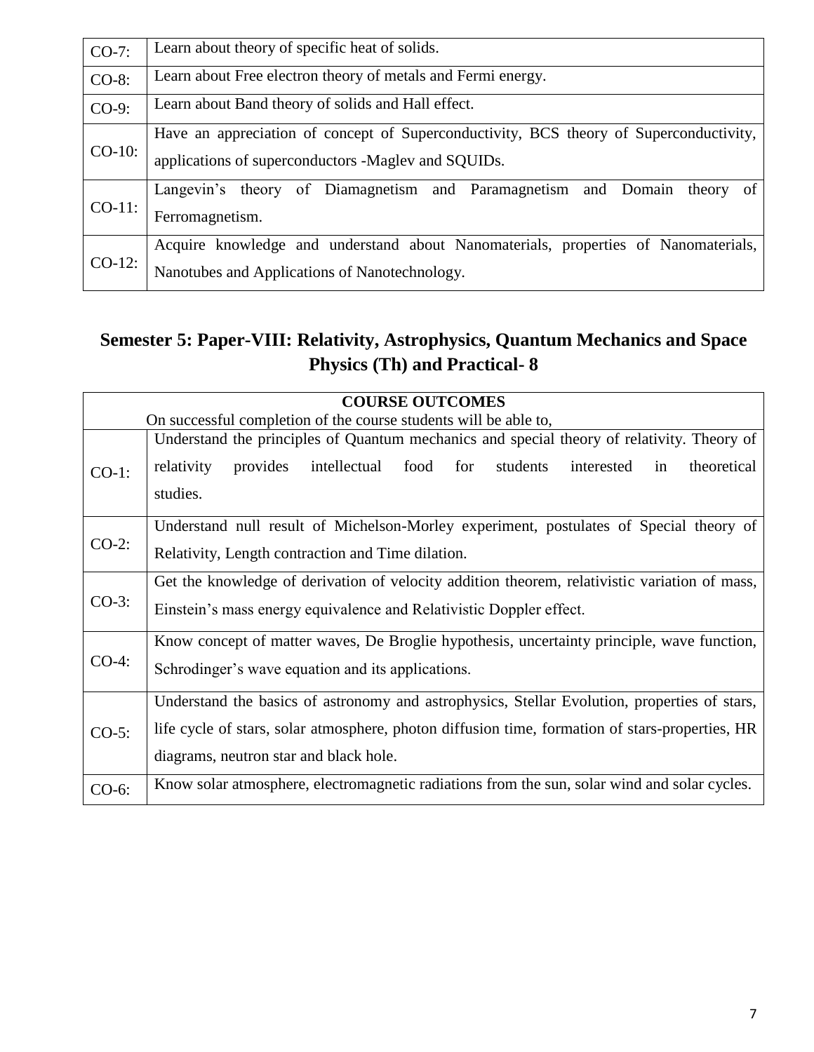| | |
|---|---|
| CO-7: | Learn about theory of specific heat of solids. |
| CO-8: | Learn about Free electron theory of metals and Fermi energy. |
| CO-9: | Learn about Band theory of solids and Hall effect. |
| CO-10: | Have an appreciation of concept of Superconductivity, BCS theory of Superconductivity, applications of superconductors -Maglev and SQUIDs. |
| CO-11: | Langevin's theory of Diamagnetism and Paramagnetism and Domain theory of Ferromagnetism. |
| CO-12: | Acquire knowledge and understand about Nanomaterials, properties of Nanomaterials, Nanotubes and Applications of Nanotechnology. |

## Semester 5: Paper-VIII: Relativity, Astrophysics, Quantum Mechanics and Space Physics (Th) and Practical- 8

| **COURSE OUTCOMES** On successful completion of the course students will be able to, | |
|---|---|
| CO-1: | Understand the principles of Quantum mechanics and special theory of relativity. Theory of relativity provides intellectual food for students interested in theoretical studies. |
| CO-2: | Understand null result of Michelson-Morley experiment, postulates of Special theory of Relativity, Length contraction and Time dilation. |
| CO-3: | Get the knowledge of derivation of velocity addition theorem, relativistic variation of mass, Einstein's mass energy equivalence and Relativistic Doppler effect. |
| CO-4: | Know concept of matter waves, De Broglie hypothesis, uncertainty principle, wave function, Schrodinger's wave equation and its applications. |
| CO-5: | Understand the basics of astronomy and astrophysics, Stellar Evolution, properties of stars, life cycle of stars, solar atmosphere, photon diffusion time, formation of stars-properties, HR diagrams, neutron star and black hole. |
| CO-6: | Know solar atmosphere, electromagnetic radiations from the sun, solar wind and solar cycles. |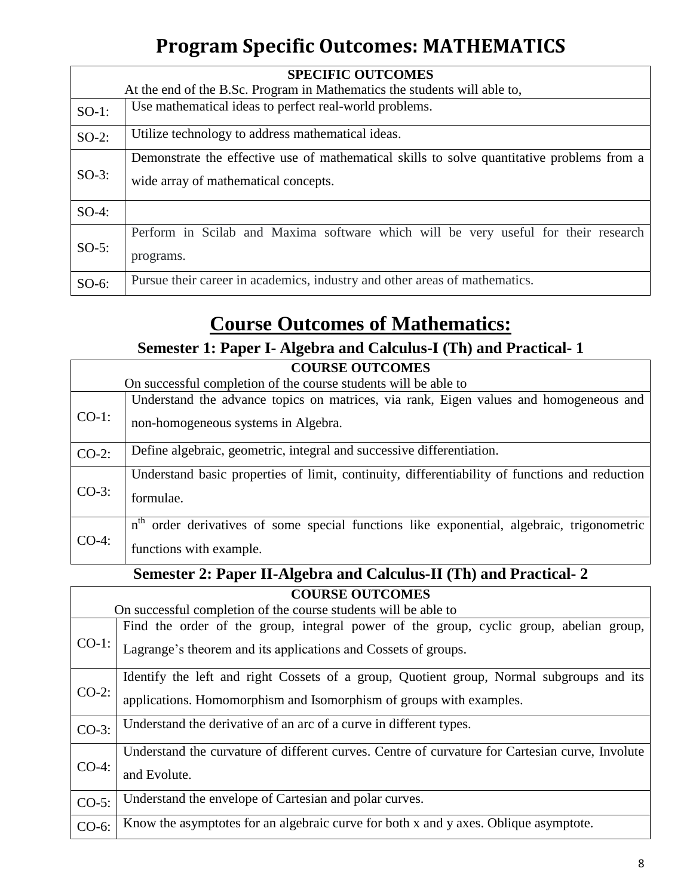# Program Specific Outcomes: MATHEMATICS

| SPECIFIC OUTCOMES<br>At the end of the B.Sc. Program in Mathematics the students will able to, | |
|---|---|
| SO-1: | Use mathematical ideas to perfect real-world problems. |
| SO-2: | Utilize technology to address mathematical ideas. |
| SO-3: | Demonstrate the effective use of mathematical skills to solve quantitative problems from a wide array of mathematical concepts. |
| SO-4: | |
| SO-5: | Perform in Scilab and Maxima software which will be very useful for their research programs. |
| SO-6: | Pursue their career in academics, industry and other areas of mathematics. |

# Course Outcomes of Mathematics:

## Semester 1: Paper I- Algebra and Calculus-I (Th) and Practical- 1

| COURSE OUTCOMES<br>On successful completion of the course students will be able to | |
|---|---|
| CO-1: | Understand the advance topics on matrices, via rank, Eigen values and homogeneous and non-homogeneous systems in Algebra. |
| CO-2: | Define algebraic, geometric, integral and successive differentiation. |
| CO-3: | Understand basic properties of limit, continuity, differentiability of functions and reduction formulae. |
| CO-4: | $n^{th}$ order derivatives of some special functions like exponential, algebraic, trigonometric functions with example. |

## Semester 2: Paper II-Algebra and Calculus-II (Th) and Practical- 2

| COURSE OUTCOMES<br>On successful completion of the course students will be able to | |
|---|---|
| CO-1: | Find the order of the group, integral power of the group, cyclic group, abelian group, Lagrange's theorem and its applications and Cossets of groups. |
| CO-2: | Identify the left and right Cossets of a group, Quotient group, Normal subgroups and its applications. Homomorphism and Isomorphism of groups with examples. |
| CO-3: | Understand the derivative of an arc of a curve in different types. |
| CO-4: | Understand the curvature of different curves. Centre of curvature for Cartesian curve, Involute and Evolute. |
| CO-5: | Understand the envelope of Cartesian and polar curves. |
| CO-6: | Know the asymptotes for an algebraic curve for both x and y axes. Oblique asymptote. |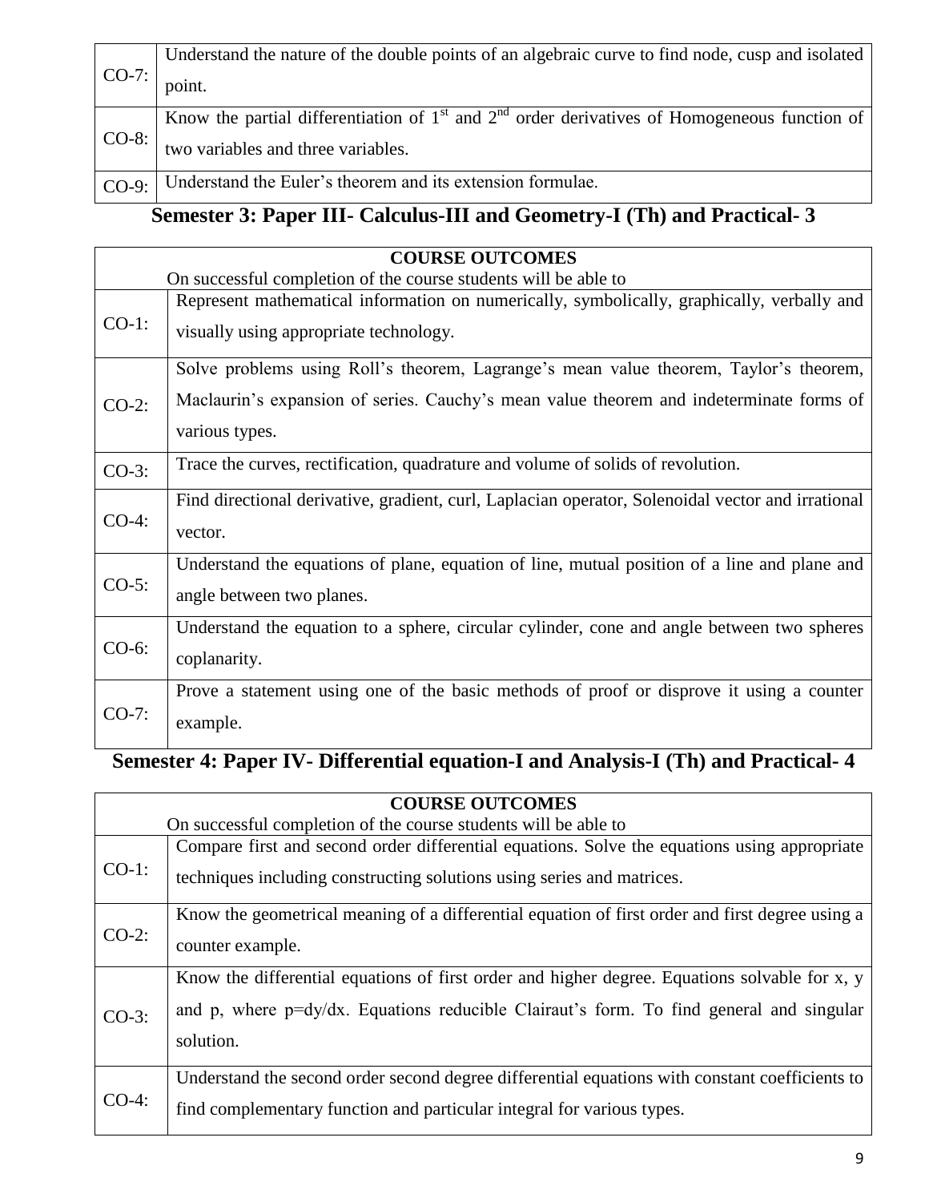| | |
|---|---|
| CO-7: | Understand the nature of the double points of an algebraic curve to find node, cusp and isolated point. |
| CO-8: | Know the partial differentiation of $1^{st}$ and $2^{nd}$ order derivatives of Homogeneous function of two variables and three variables. |
| CO-9: | Understand the Euler's theorem and its extension formulae. |

## Semester 3: Paper III- Calculus-III and Geometry-I (Th) and Practical- 3

| COURSE OUTCOMES<br>On successful completion of the course students will be able to | |
|---|---|
| CO-1: | Represent mathematical information on numerically, symbolically, graphically, verbally and visually using appropriate technology. |
| CO-2: | Solve problems using Roll's theorem, Lagrange's mean value theorem, Taylor's theorem, Maclaurin's expansion of series. Cauchy's mean value theorem and indeterminate forms of various types. |
| CO-3: | Trace the curves, rectification, quadrature and volume of solids of revolution. |
| CO-4: | Find directional derivative, gradient, curl, Laplacian operator, Solenoidal vector and irrational vector. |
| CO-5: | Understand the equations of plane, equation of line, mutual position of a line and plane and angle between two planes. |
| CO-6: | Understand the equation to a sphere, circular cylinder, cone and angle between two spheres coplanarity. |
| CO-7: | Prove a statement using one of the basic methods of proof or disprove it using a counter example. |

## Semester 4: Paper IV- Differential equation-I and Analysis-I (Th) and Practical- 4

| COURSE OUTCOMES<br>On successful completion of the course students will be able to | |
|---|---|
| CO-1: | Compare first and second order differential equations. Solve the equations using appropriate techniques including constructing solutions using series and matrices. |
| CO-2: | Know the geometrical meaning of a differential equation of first order and first degree using a counter example. |
| CO-3: | Know the differential equations of first order and higher degree. Equations solvable for x, y and p, where p=dy/dx. Equations reducible Clairaut's form. To find general and singular solution. |
| CO-4: | Understand the second order second degree differential equations with constant coefficients to find complementary function and particular integral for various types. |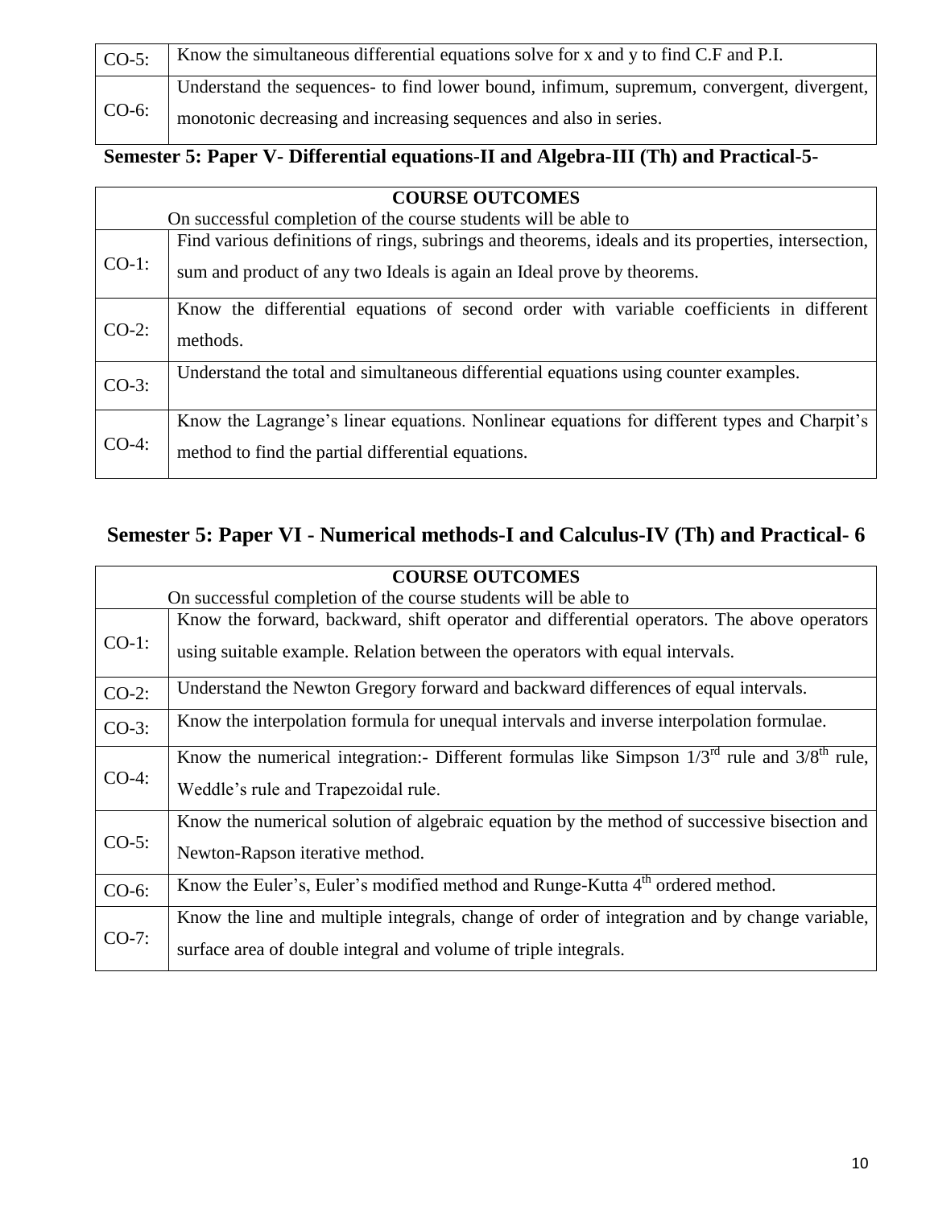| | |
|---|---|
| CO-5: | Know the simultaneous differential equations solve for x and y to find C.F and P.I. |
| CO-6: | Understand the sequences- to find lower bound, infimum, supremum, convergent, divergent, monotonic decreasing and increasing sequences and also in series. |

## Semester 5: Paper V- Differential equations-II and Algebra-III (Th) and Practical-5-

| **COURSE OUTCOMES**<br>On successful completion of the course students will be able to | |
|---|---|
| CO-1: | Find various definitions of rings, subrings and theorems, ideals and its properties, intersection, sum and product of any two Ideals is again an Ideal prove by theorems. |
| CO-2: | Know the differential equations of second order with variable coefficients in different methods. |
| CO-3: | Understand the total and simultaneous differential equations using counter examples. |
| CO-4: | Know the Lagrange's linear equations. Nonlinear equations for different types and Charpit's method to find the partial differential equations. |

## Semester 5: Paper VI - Numerical methods-I and Calculus-IV (Th) and Practical- 6

| **COURSE OUTCOMES**<br>On successful completion of the course students will be able to | |
|---|---|
| CO-1: | Know the forward, backward, shift operator and differential operators. The above operators using suitable example. Relation between the operators with equal intervals. |
| CO-2: | Understand the Newton Gregory forward and backward differences of equal intervals. |
| CO-3: | Know the interpolation formula for unequal intervals and inverse interpolation formulae. |
| CO-4: | Know the numerical integration:- Different formulas like Simpson $1/3^{rd}$ rule and $3/8^{th}$ rule, Weddle's rule and Trapezoidal rule. |
| CO-5: | Know the numerical solution of algebraic equation by the method of successive bisection and Newton-Rapson iterative method. |
| CO-6: | Know the Euler's, Euler's modified method and Runge-Kutta $4^{th}$ ordered method. |
| CO-7: | Know the line and multiple integrals, change of order of integration and by change variable, surface area of double integral and volume of triple integrals. |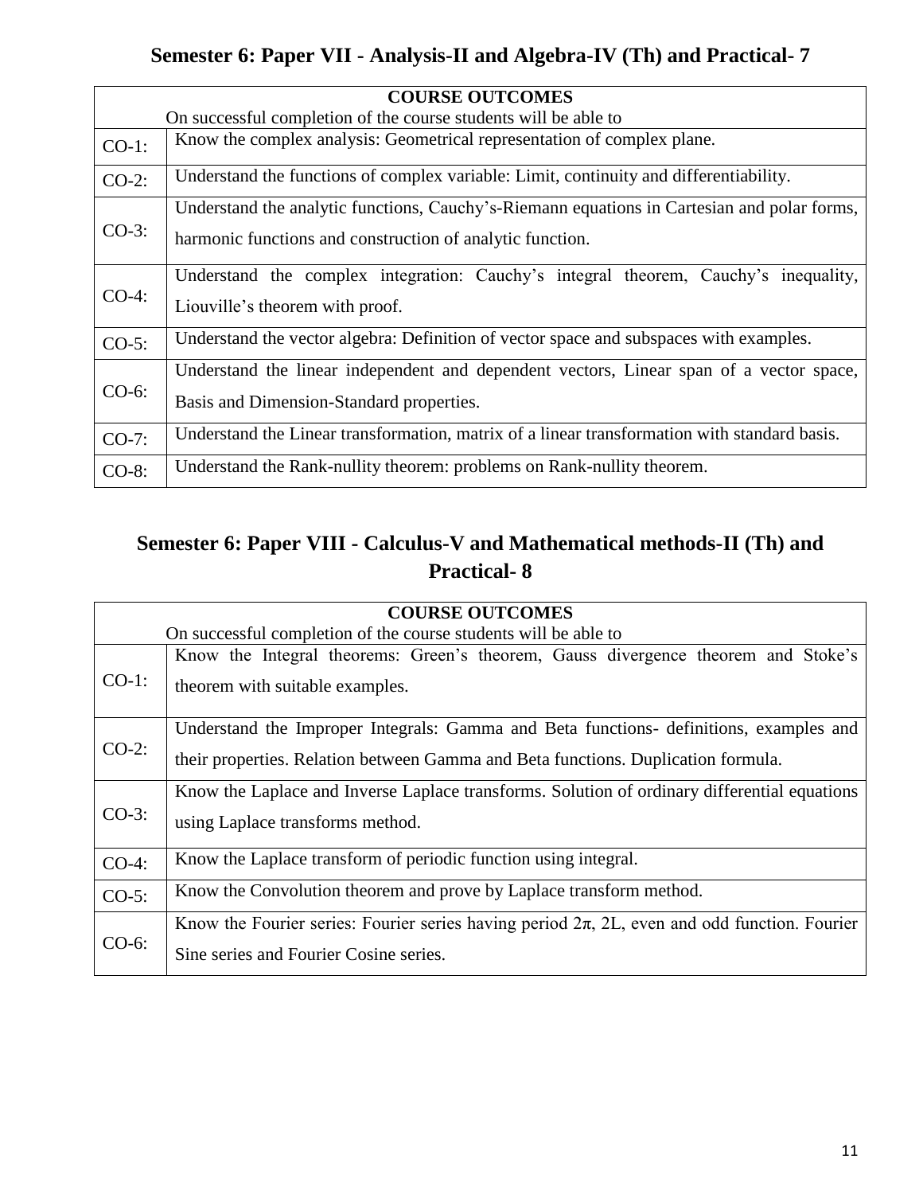## Semester 6: Paper VII - Analysis-II and Algebra-IV (Th) and Practical- 7

| COURSE OUTCOMES<br>On successful completion of the course students will be able to | |
|---|---|
| CO-1: | Know the complex analysis: Geometrical representation of complex plane. |
| CO-2: | Understand the functions of complex variable: Limit, continuity and differentiability. |
| CO-3: | Understand the analytic functions, Cauchy's-Riemann equations in Cartesian and polar forms, harmonic functions and construction of analytic function. |
| CO-4: | Understand the complex integration: Cauchy's integral theorem, Cauchy's inequality, Liouville's theorem with proof. |
| CO-5: | Understand the vector algebra: Definition of vector space and subspaces with examples. |
| CO-6: | Understand the linear independent and dependent vectors, Linear span of a vector space, Basis and Dimension-Standard properties. |
| CO-7: | Understand the Linear transformation, matrix of a linear transformation with standard basis. |
| CO-8: | Understand the Rank-nullity theorem: problems on Rank-nullity theorem. |

## Semester 6: Paper VIII - Calculus-V and Mathematical methods-II (Th) and Practical- 8

| COURSE OUTCOMES<br>On successful completion of the course students will be able to | |
|---|---|
| CO-1: | Know the Integral theorems: Green's theorem, Gauss divergence theorem and Stoke's theorem with suitable examples. |
| CO-2: | Understand the Improper Integrals: Gamma and Beta functions- definitions, examples and their properties. Relation between Gamma and Beta functions. Duplication formula. |
| CO-3: | Know the Laplace and Inverse Laplace transforms. Solution of ordinary differential equations using Laplace transforms method. |
| CO-4: | Know the Laplace transform of periodic function using integral. |
| CO-5: | Know the Convolution theorem and prove by Laplace transform method. |
| CO-6: | Know the Fourier series: Fourier series having period $2\pi$, $2L$, even and odd function. Fourier Sine series and Fourier Cosine series. |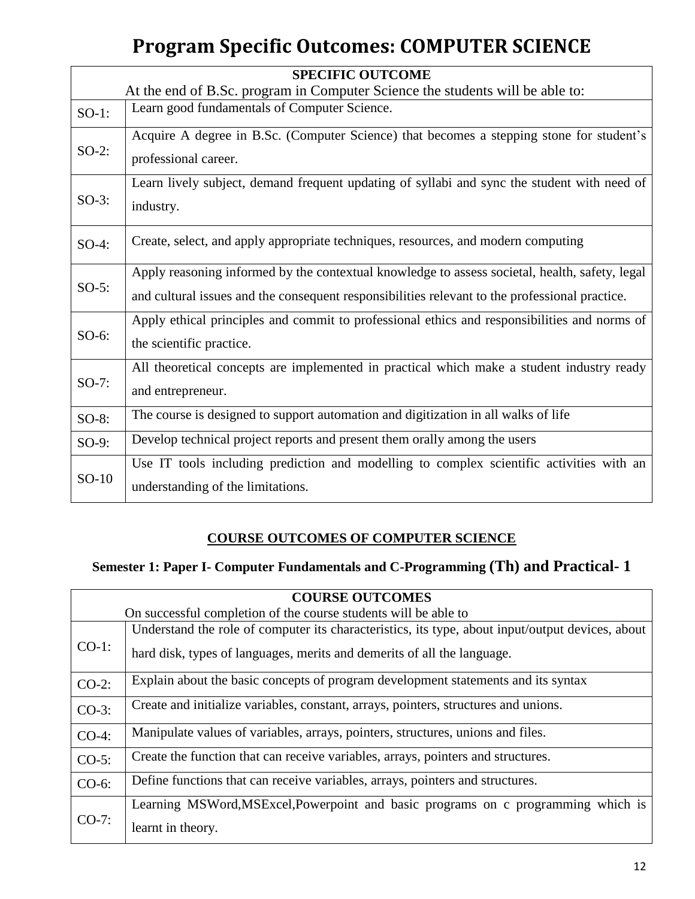# Program Specific Outcomes: COMPUTER SCIENCE

| SPECIFIC OUTCOME<br>At the end of B.Sc. program in Computer Science the students will be able to: | |
|---|---|
| SO-1: | Learn good fundamentals of Computer Science. |
| SO-2: | Acquire A degree in B.Sc. (Computer Science) that becomes a stepping stone for student's professional career. |
| SO-3: | Learn lively subject, demand frequent updating of syllabi and sync the student with need of industry. |
| SO-4: | Create, select, and apply appropriate techniques, resources, and modern computing |
| SO-5: | Apply reasoning informed by the contextual knowledge to assess societal, health, safety, legal and cultural issues and the consequent responsibilities relevant to the professional practice. |
| SO-6: | Apply ethical principles and commit to professional ethics and responsibilities and norms of the scientific practice. |
| SO-7: | All theoretical concepts are implemented in practical which make a student industry ready and entrepreneur. |
| SO-8: | The course is designed to support automation and digitization in all walks of life |
| SO-9: | Develop technical project reports and present them orally among the users |
| SO-10 | Use IT tools including prediction and modelling to complex scientific activities with an understanding of the limitations. |

## COURSE OUTCOMES OF COMPUTER SCIENCE

### Semester 1: Paper I- Computer Fundamentals and C-Programming (Th) and Practical- 1

| COURSE OUTCOMES<br>On successful completion of the course students will be able to | |
|---|---|
| CO-1: | Understand the role of computer its characteristics, its type, about input/output devices, about hard disk, types of languages, merits and demerits of all the language. |
| CO-2: | Explain about the basic concepts of program development statements and its syntax |
| CO-3: | Create and initialize variables, constant, arrays, pointers, structures and unions. |
| CO-4: | Manipulate values of variables, arrays, pointers, structures, unions and files. |
| CO-5: | Create the function that can receive variables, arrays, pointers and structures. |
| CO-6: | Define functions that can receive variables, arrays, pointers and structures. |
| CO-7: | Learning MSWord,MSExcel,Powerpoint and basic programs on c programming which is learnt in theory. |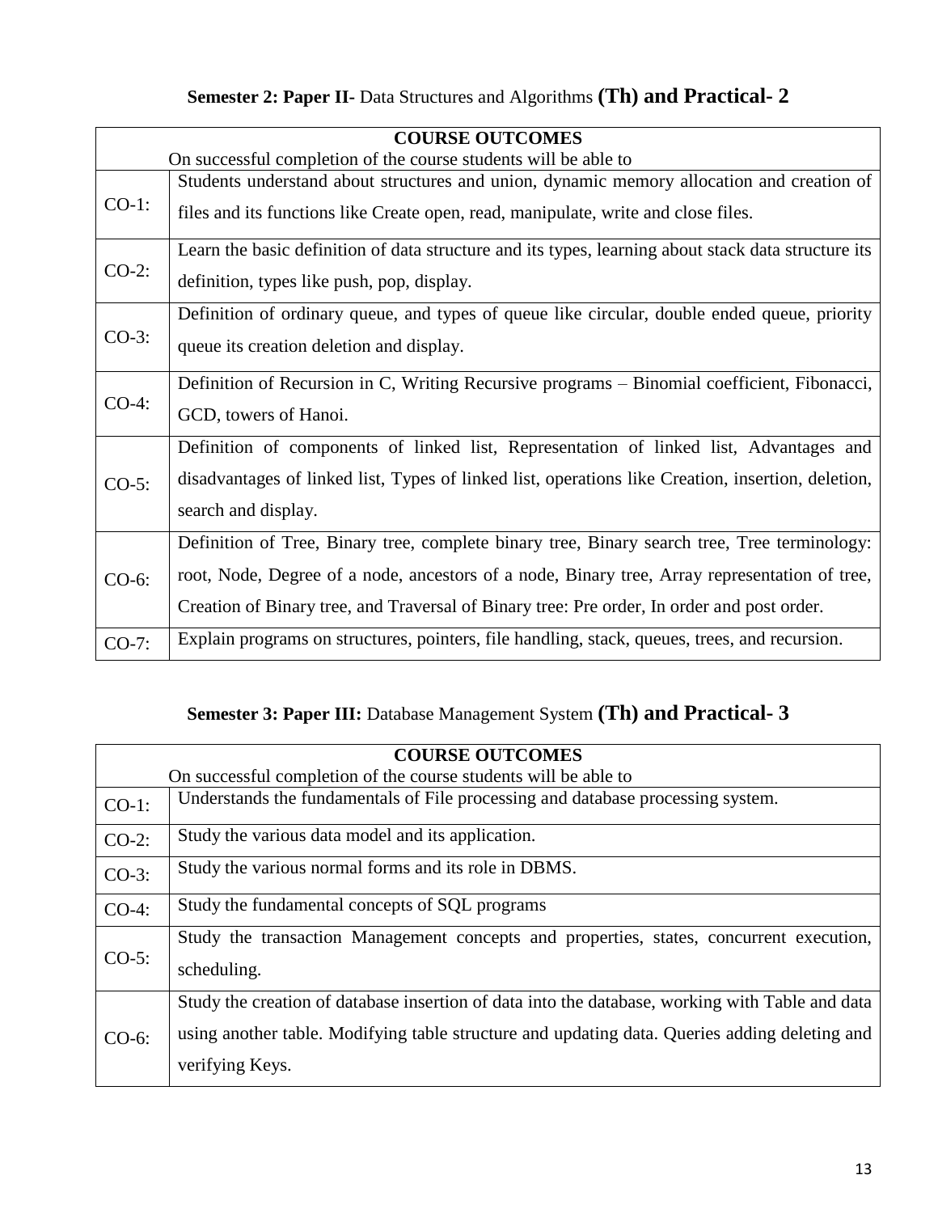### **Semester 2: Paper II-** Data Structures and Algorithms **(Th) and Practical- 2**

| **COURSE OUTCOMES** On successful completion of the course students will be able to | |
|---|---|
| CO-1: | Students understand about structures and union, dynamic memory allocation and creation of files and its functions like Create open, read, manipulate, write and close files. |
| CO-2: | Learn the basic definition of data structure and its types, learning about stack data structure its definition, types like push, pop, display. |
| CO-3: | Definition of ordinary queue, and types of queue like circular, double ended queue, priority queue its creation deletion and display. |
| CO-4: | Definition of Recursion in C, Writing Recursive programs – Binomial coefficient, Fibonacci, GCD, towers of Hanoi. |
| CO-5: | Definition of components of linked list, Representation of linked list, Advantages and disadvantages of linked list, Types of linked list, operations like Creation, insertion, deletion, search and display. |
| CO-6: | Definition of Tree, Binary tree, complete binary tree, Binary search tree, Tree terminology: root, Node, Degree of a node, ancestors of a node, Binary tree, Array representation of tree, Creation of Binary tree, and Traversal of Binary tree: Pre order, In order and post order. |
| CO-7: | Explain programs on structures, pointers, file handling, stack, queues, trees, and recursion. |

### **Semester 3: Paper III:** Database Management System **(Th) and Practical- 3**

| **COURSE OUTCOMES** On successful completion of the course students will be able to | |
|---|---|
| CO-1: | Understands the fundamentals of File processing and database processing system. |
| CO-2: | Study the various data model and its application. |
| CO-3: | Study the various normal forms and its role in DBMS. |
| CO-4: | Study the fundamental concepts of SQL programs |
| CO-5: | Study the transaction Management concepts and properties, states, concurrent execution, scheduling. |
| CO-6: | Study the creation of database insertion of data into the database, working with Table and data using another table. Modifying table structure and updating data. Queries adding deleting and verifying Keys. |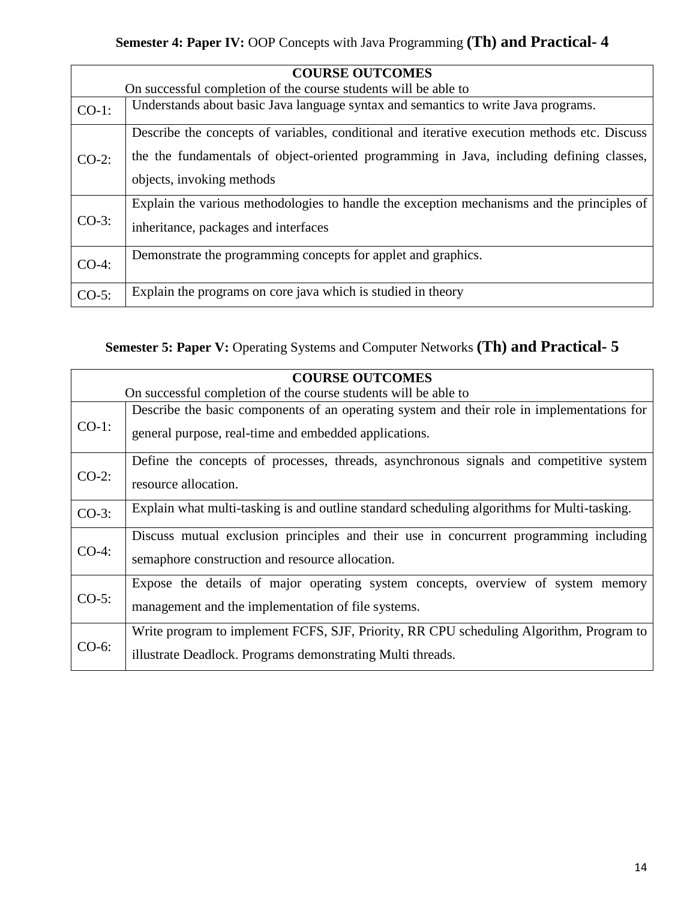**Semester 4: Paper IV:** OOP Concepts with Java Programming **(Th) and Practical- 4**

| COURSE OUTCOMES<br>On successful completion of the course students will be able to | |
|---|---|
| CO-1: | Understands about basic Java language syntax and semantics to write Java programs. |
| CO-2: | Describe the concepts of variables, conditional and iterative execution methods etc. Discuss the the fundamentals of object-oriented programming in Java, including defining classes, objects, invoking methods |
| CO-3: | Explain the various methodologies to handle the exception mechanisms and the principles of inheritance, packages and interfaces |
| CO-4: | Demonstrate the programming concepts for applet and graphics. |
| CO-5: | Explain the programs on core java which is studied in theory |

**Semester 5: Paper V:** Operating Systems and Computer Networks **(Th) and Practical- 5**

| COURSE OUTCOMES<br>On successful completion of the course students will be able to | |
|---|---|
| CO-1: | Describe the basic components of an operating system and their role in implementations for general purpose, real-time and embedded applications. |
| CO-2: | Define the concepts of processes, threads, asynchronous signals and competitive system resource allocation. |
| CO-3: | Explain what multi-tasking is and outline standard scheduling algorithms for Multi-tasking. |
| CO-4: | Discuss mutual exclusion principles and their use in concurrent programming including semaphore construction and resource allocation. |
| CO-5: | Expose the details of major operating system concepts, overview of system memory management and the implementation of file systems. |
| CO-6: | Write program to implement FCFS, SJF, Priority, RR CPU scheduling Algorithm, Program to illustrate Deadlock. Programs demonstrating Multi threads. |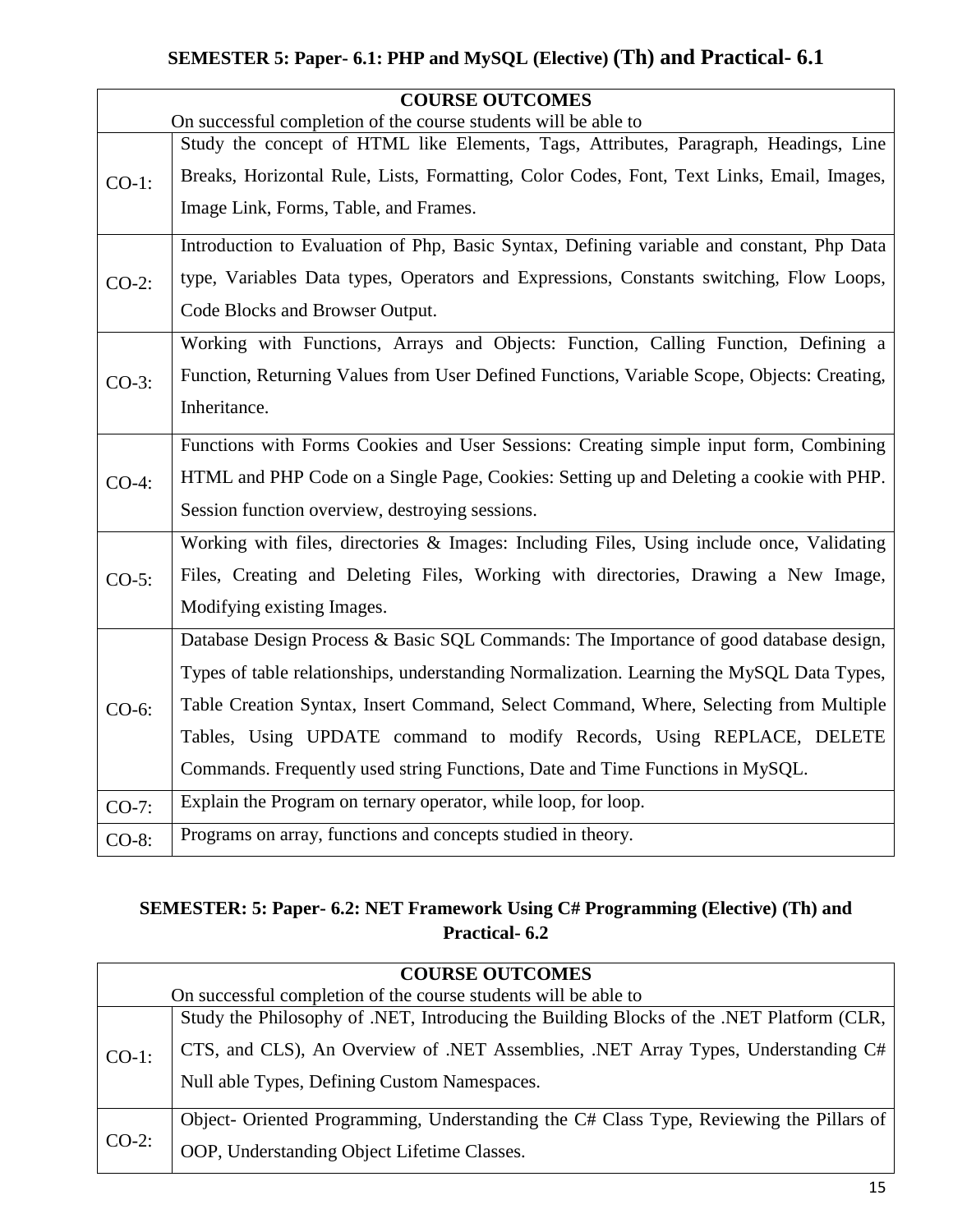## SEMESTER 5: Paper- 6.1: PHP and MySQL (Elective) (Th) and Practical- 6.1

| COURSE OUTCOMES<br>On successful completion of the course students will be able to | |
|---|---|
| CO-1: | Study the concept of HTML like Elements, Tags, Attributes, Paragraph, Headings, Line Breaks, Horizontal Rule, Lists, Formatting, Color Codes, Font, Text Links, Email, Images, Image Link, Forms, Table, and Frames. |
| CO-2: | Introduction to Evaluation of Php, Basic Syntax, Defining variable and constant, Php Data type, Variables Data types, Operators and Expressions, Constants switching, Flow Loops, Code Blocks and Browser Output. |
| CO-3: | Working with Functions, Arrays and Objects: Function, Calling Function, Defining a Function, Returning Values from User Defined Functions, Variable Scope, Objects: Creating, Inheritance. |
| CO-4: | Functions with Forms Cookies and User Sessions: Creating simple input form, Combining HTML and PHP Code on a Single Page, Cookies: Setting up and Deleting a cookie with PHP. Session function overview, destroying sessions. |
| CO-5: | Working with files, directories & Images: Including Files, Using include once, Validating Files, Creating and Deleting Files, Working with directories, Drawing a New Image, Modifying existing Images. |
| CO-6: | Database Design Process & Basic SQL Commands: The Importance of good database design, Types of table relationships, understanding Normalization. Learning the MySQL Data Types, Table Creation Syntax, Insert Command, Select Command, Where, Selecting from Multiple Tables, Using UPDATE command to modify Records, Using REPLACE, DELETE Commands. Frequently used string Functions, Date and Time Functions in MySQL. |
| CO-7: | Explain the Program on ternary operator, while loop, for loop. |
| CO-8: | Programs on array, functions and concepts studied in theory. |

## SEMESTER: 5: Paper- 6.2: NET Framework Using C# Programming (Elective) (Th) and Practical- 6.2

| COURSE OUTCOMES<br>On successful completion of the course students will be able to | |
|---|---|
| CO-1: | Study the Philosophy of .NET, Introducing the Building Blocks of the .NET Platform (CLR, CTS, and CLS), An Overview of .NET Assemblies, .NET Array Types, Understanding C# Null able Types, Defining Custom Namespaces. |
| CO-2: | Object- Oriented Programming, Understanding the C# Class Type, Reviewing the Pillars of OOP, Understanding Object Lifetime Classes. |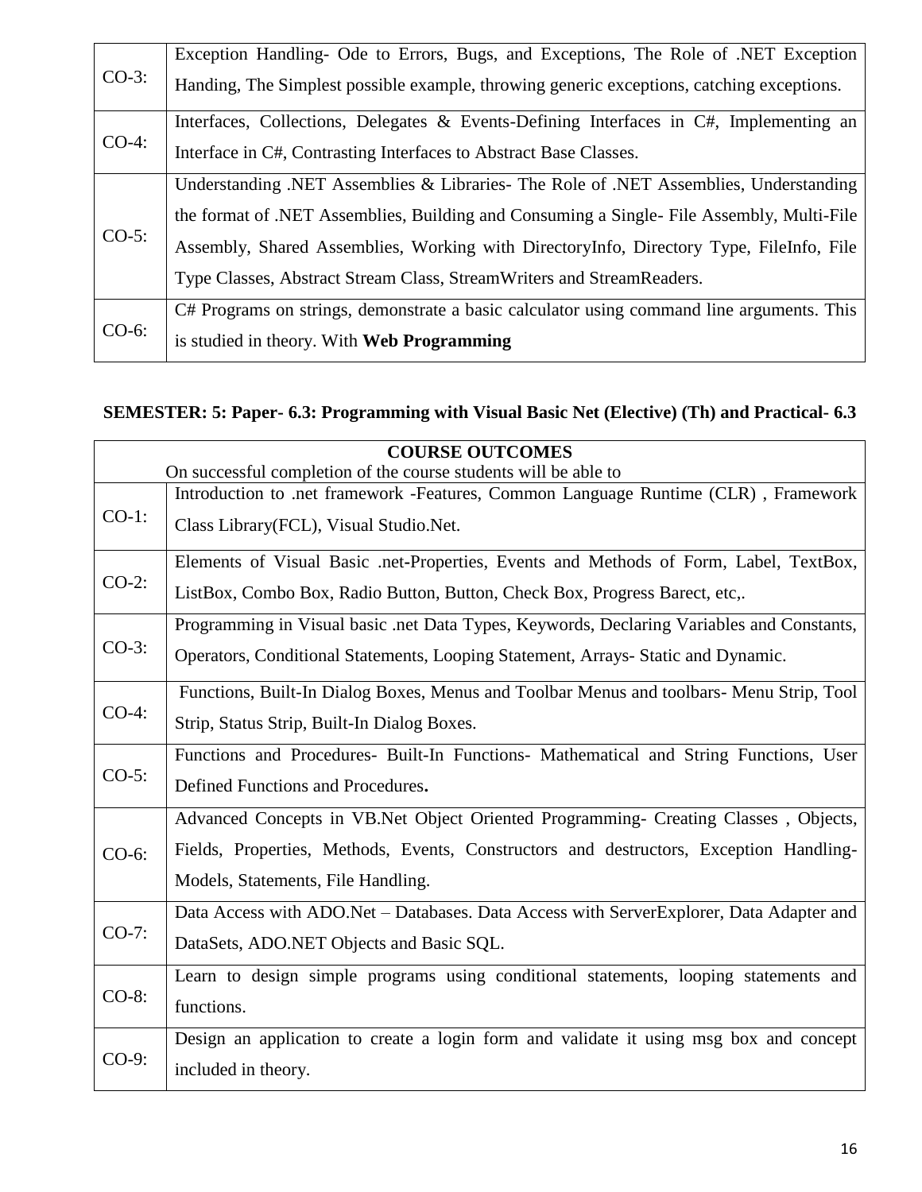| | |
|---|---|
| CO-3: | Exception Handling- Ode to Errors, Bugs, and Exceptions, The Role of .NET Exception Handing, The Simplest possible example, throwing generic exceptions, catching exceptions. |
| CO-4: | Interfaces, Collections, Delegates & Events-Defining Interfaces in C#, Implementing an Interface in C#, Contrasting Interfaces to Abstract Base Classes. |
| CO-5: | Understanding .NET Assemblies & Libraries- The Role of .NET Assemblies, Understanding the format of .NET Assemblies, Building and Consuming a Single- File Assembly, Multi-File Assembly, Shared Assemblies, Working with DirectoryInfo, Directory Type, FileInfo, File Type Classes, Abstract Stream Class, StreamWriters and StreamReaders. |
| CO-6: | C# Programs on strings, demonstrate a basic calculator using command line arguments. This is studied in theory. With **Web Programming** |

## SEMESTER: 5: Paper- 6.3: Programming with Visual Basic Net (Elective) (Th) and Practical- 6.3

| **COURSE OUTCOMES**<br>On successful completion of the course students will be able to | |
|---|---|
| CO-1: | Introduction to .net framework -Features, Common Language Runtime (CLR) , Framework Class Library(FCL), Visual Studio.Net. |
| CO-2: | Elements of Visual Basic .net-Properties, Events and Methods of Form, Label, TextBox, ListBox, Combo Box, Radio Button, Button, Check Box, Progress Barect, etc,. |
| CO-3: | Programming in Visual basic .net Data Types, Keywords, Declaring Variables and Constants, Operators, Conditional Statements, Looping Statement, Arrays- Static and Dynamic. |
| CO-4: | Functions, Built-In Dialog Boxes, Menus and Toolbar Menus and toolbars- Menu Strip, Tool Strip, Status Strip, Built-In Dialog Boxes. |
| CO-5: | Functions and Procedures- Built-In Functions- Mathematical and String Functions, User Defined Functions and Procedures**.** |
| CO-6: | Advanced Concepts in VB.Net Object Oriented Programming- Creating Classes , Objects, Fields, Properties, Methods, Events, Constructors and destructors, Exception Handling-Models, Statements, File Handling. |
| CO-7: | Data Access with ADO.Net – Databases. Data Access with ServerExplorer, Data Adapter and DataSets, ADO.NET Objects and Basic SQL. |
| CO-8: | Learn to design simple programs using conditional statements, looping statements and functions. |
| CO-9: | Design an application to create a login form and validate it using msg box and concept included in theory. |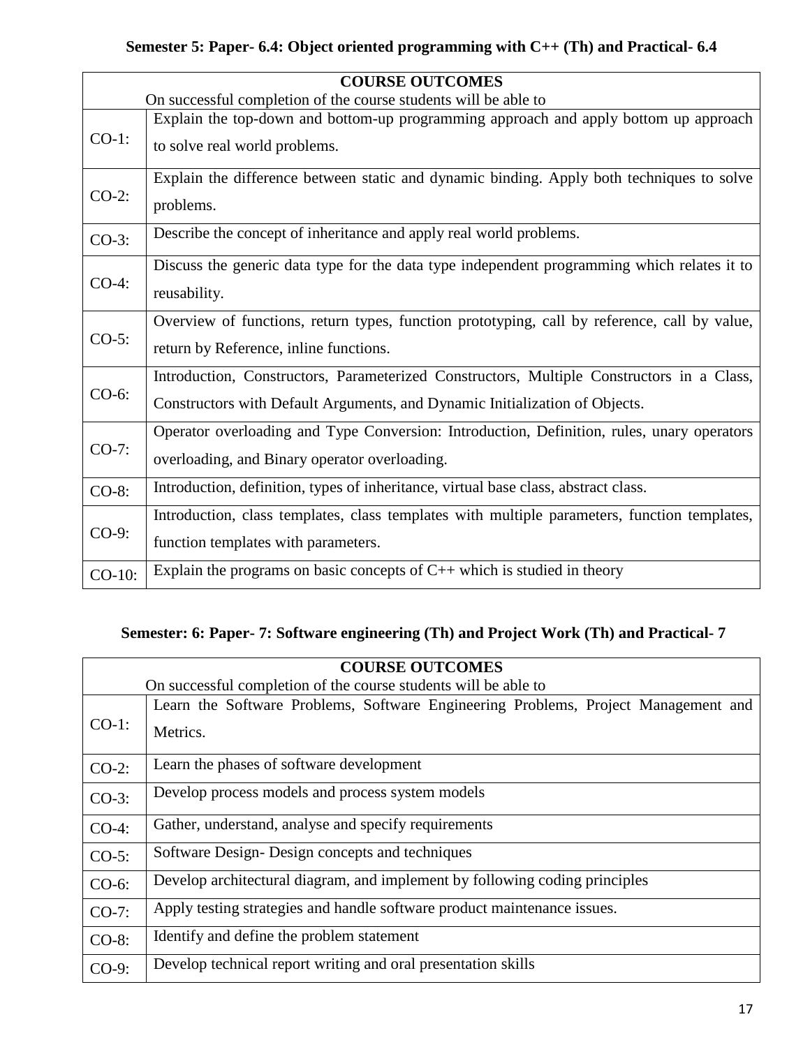**Semester 5: Paper- 6.4: Object oriented programming with C++ (Th) and Practical- 6.4**

| **COURSE OUTCOMES**<br>On successful completion of the course students will be able to | |
|---|---|
| CO-1: | Explain the top-down and bottom-up programming approach and apply bottom up approach to solve real world problems. |
| CO-2: | Explain the difference between static and dynamic binding. Apply both techniques to solve problems. |
| CO-3: | Describe the concept of inheritance and apply real world problems. |
| CO-4: | Discuss the generic data type for the data type independent programming which relates it to reusability. |
| CO-5: | Overview of functions, return types, function prototyping, call by reference, call by value, return by Reference, inline functions. |
| CO-6: | Introduction, Constructors, Parameterized Constructors, Multiple Constructors in a Class, Constructors with Default Arguments, and Dynamic Initialization of Objects. |
| CO-7: | Operator overloading and Type Conversion: Introduction, Definition, rules, unary operators overloading, and Binary operator overloading. |
| CO-8: | Introduction, definition, types of inheritance, virtual base class, abstract class. |
| CO-9: | Introduction, class templates, class templates with multiple parameters, function templates, function templates with parameters. |
| CO-10: | Explain the programs on basic concepts of C++ which is studied in theory |

**Semester: 6: Paper- 7: Software engineering (Th) and Project Work (Th) and Practical- 7**

| **COURSE OUTCOMES**<br>On successful completion of the course students will be able to | |
|---|---|
| CO-1: | Learn the Software Problems, Software Engineering Problems, Project Management and Metrics. |
| CO-2: | Learn the phases of software development |
| CO-3: | Develop process models and process system models |
| CO-4: | Gather, understand, analyse and specify requirements |
| CO-5: | Software Design- Design concepts and techniques |
| CO-6: | Develop architectural diagram, and implement by following coding principles |
| CO-7: | Apply testing strategies and handle software product maintenance issues. |
| CO-8: | Identify and define the problem statement |
| CO-9: | Develop technical report writing and oral presentation skills |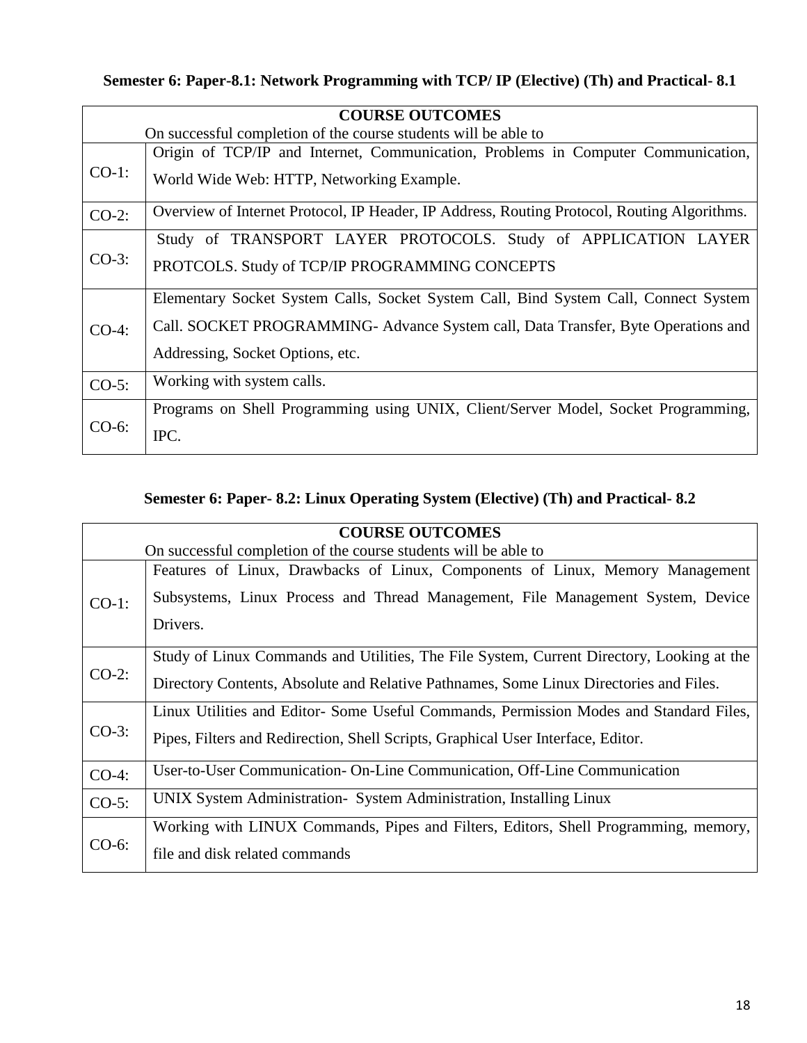**Semester 6: Paper-8.1: Network Programming with TCP/ IP (Elective) (Th) and Practical- 8.1**

| COURSE OUTCOMES<br>On successful completion of the course students will be able to | |
|---|---|
| CO-1: | Origin of TCP/IP and Internet, Communication, Problems in Computer Communication, World Wide Web: HTTP, Networking Example. |
| CO-2: | Overview of Internet Protocol, IP Header, IP Address, Routing Protocol, Routing Algorithms. |
| CO-3: | Study of TRANSPORT LAYER PROTOCOLS. Study of APPLICATION LAYER PROTCOLS. Study of TCP/IP PROGRAMMING CONCEPTS |
| CO-4: | Elementary Socket System Calls, Socket System Call, Bind System Call, Connect System Call. SOCKET PROGRAMMING- Advance System call, Data Transfer, Byte Operations and Addressing, Socket Options, etc. |
| CO-5: | Working with system calls. |
| CO-6: | Programs on Shell Programming using UNIX, Client/Server Model, Socket Programming, IPC. |

**Semester 6: Paper- 8.2: Linux Operating System (Elective) (Th) and Practical- 8.2**

| COURSE OUTCOMES<br>On successful completion of the course students will be able to | |
|---|---|
| CO-1: | Features of Linux, Drawbacks of Linux, Components of Linux, Memory Management Subsystems, Linux Process and Thread Management, File Management System, Device Drivers. |
| CO-2: | Study of Linux Commands and Utilities, The File System, Current Directory, Looking at the Directory Contents, Absolute and Relative Pathnames, Some Linux Directories and Files. |
| CO-3: | Linux Utilities and Editor- Some Useful Commands, Permission Modes and Standard Files, Pipes, Filters and Redirection, Shell Scripts, Graphical User Interface, Editor. |
| CO-4: | User-to-User Communication- On-Line Communication, Off-Line Communication |
| CO-5: | UNIX System Administration- System Administration, Installing Linux |
| CO-6: | Working with LINUX Commands, Pipes and Filters, Editors, Shell Programming, memory, file and disk related commands |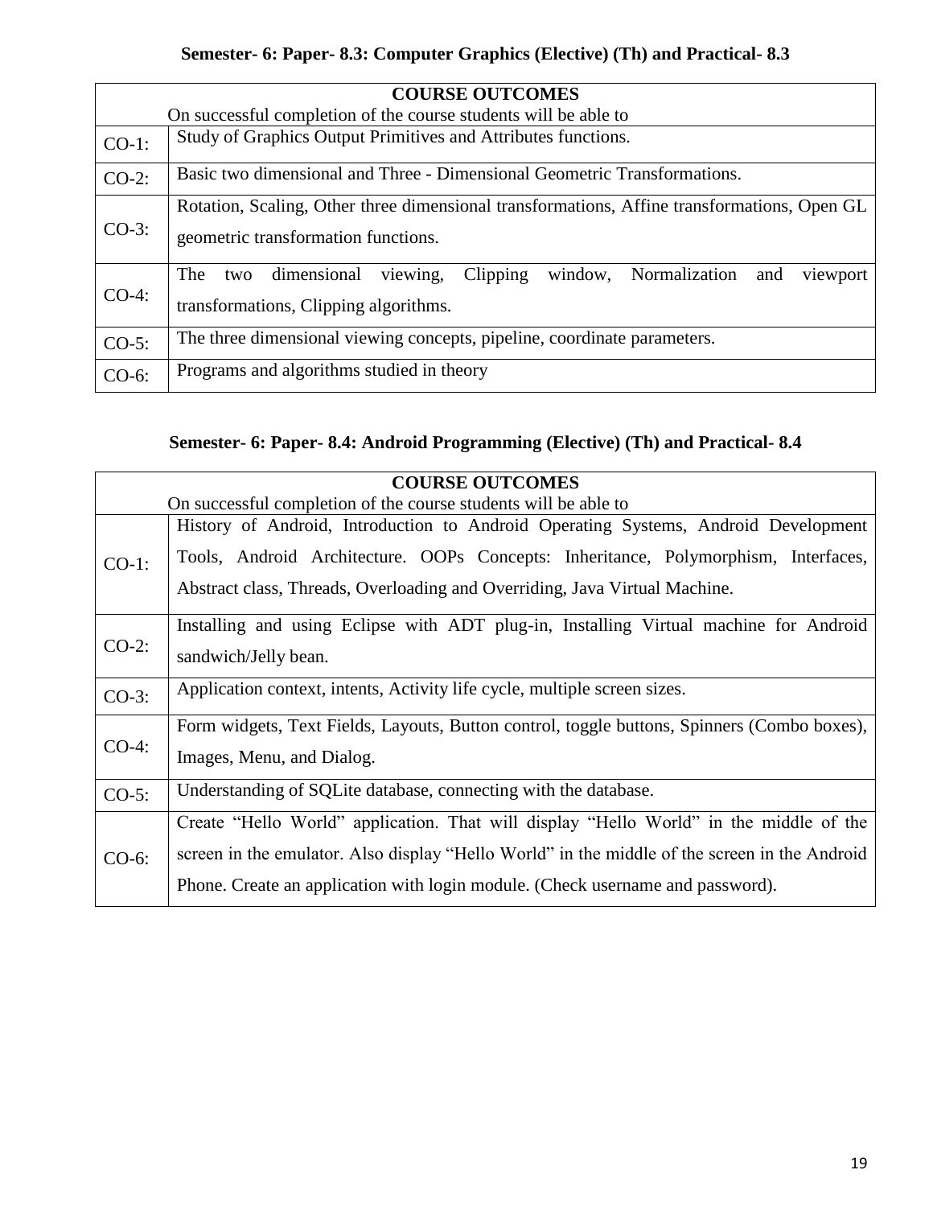### Semester- 6: Paper- 8.3: Computer Graphics (Elective) (Th) and Practical- 8.3

| COURSE OUTCOMES<br>On successful completion of the course students will be able to | |
|---|---|
| CO-1: | Study of Graphics Output Primitives and Attributes functions. |
| CO-2: | Basic two dimensional and Three - Dimensional Geometric Transformations. |
| CO-3: | Rotation, Scaling, Other three dimensional transformations, Affine transformations, Open GL geometric transformation functions. |
| CO-4: | The two dimensional viewing, Clipping window, Normalization and viewport transformations, Clipping algorithms. |
| CO-5: | The three dimensional viewing concepts, pipeline, coordinate parameters. |
| CO-6: | Programs and algorithms studied in theory |

### Semester- 6: Paper- 8.4: Android Programming (Elective) (Th) and Practical- 8.4

| COURSE OUTCOMES<br>On successful completion of the course students will be able to | |
|---|---|
| CO-1: | History of Android, Introduction to Android Operating Systems, Android Development Tools, Android Architecture. OOPs Concepts: Inheritance, Polymorphism, Interfaces, Abstract class, Threads, Overloading and Overriding, Java Virtual Machine. |
| CO-2: | Installing and using Eclipse with ADT plug-in, Installing Virtual machine for Android sandwich/Jelly bean. |
| CO-3: | Application context, intents, Activity life cycle, multiple screen sizes. |
| CO-4: | Form widgets, Text Fields, Layouts, Button control, toggle buttons, Spinners (Combo boxes), Images, Menu, and Dialog. |
| CO-5: | Understanding of SQLite database, connecting with the database. |
| CO-6: | Create "Hello World" application. That will display "Hello World" in the middle of the screen in the emulator. Also display "Hello World" in the middle of the screen in the Android Phone. Create an application with login module. (Check username and password). |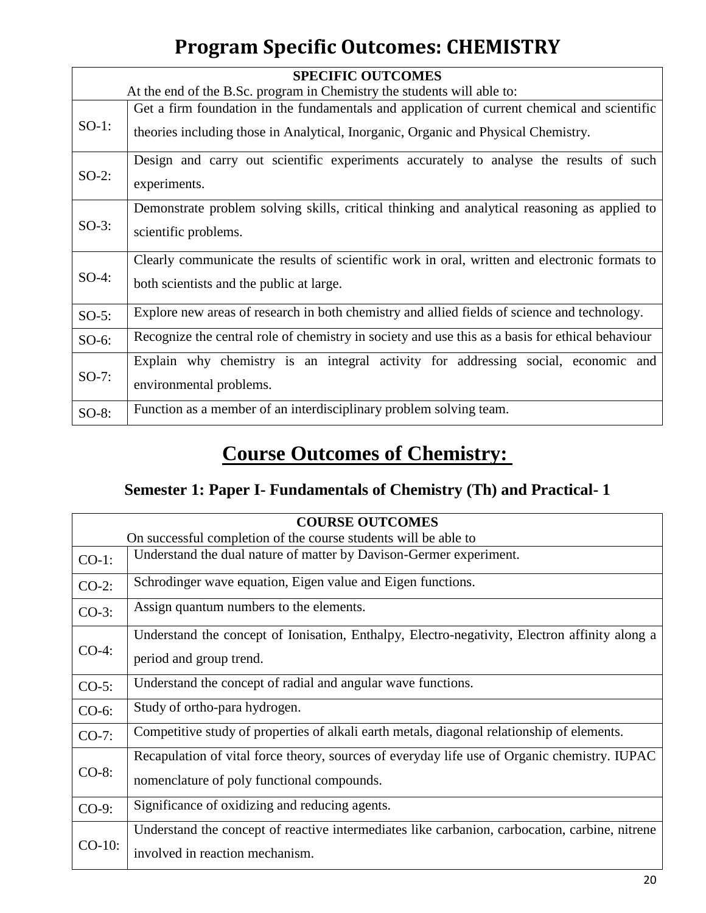# Program Specific Outcomes: CHEMISTRY

| SPECIFIC OUTCOMES<br>At the end of the B.Sc. program in Chemistry the students will able to: | |
|---|---|
| SO-1: | Get a firm foundation in the fundamentals and application of current chemical and scientific theories including those in Analytical, Inorganic, Organic and Physical Chemistry. |
| SO-2: | Design and carry out scientific experiments accurately to analyse the results of such experiments. |
| SO-3: | Demonstrate problem solving skills, critical thinking and analytical reasoning as applied to scientific problems. |
| SO-4: | Clearly communicate the results of scientific work in oral, written and electronic formats to both scientists and the public at large. |
| SO-5: | Explore new areas of research in both chemistry and allied fields of science and technology. |
| SO-6: | Recognize the central role of chemistry in society and use this as a basis for ethical behaviour |
| SO-7: | Explain why chemistry is an integral activity for addressing social, economic and environmental problems. |
| SO-8: | Function as a member of an interdisciplinary problem solving team. |

# Course Outcomes of Chemistry:

### Semester 1: Paper I- Fundamentals of Chemistry (Th) and Practical- 1

| COURSE OUTCOMES<br>On successful completion of the course students will be able to | |
|---|---|
| CO-1: | Understand the dual nature of matter by Davison-Germer experiment. |
| CO-2: | Schrodinger wave equation, Eigen value and Eigen functions. |
| CO-3: | Assign quantum numbers to the elements. |
| CO-4: | Understand the concept of Ionisation, Enthalpy, Electro-negativity, Electron affinity along a period and group trend. |
| CO-5: | Understand the concept of radial and angular wave functions. |
| CO-6: | Study of ortho-para hydrogen. |
| CO-7: | Competitive study of properties of alkali earth metals, diagonal relationship of elements. |
| CO-8: | Recapulation of vital force theory, sources of everyday life use of Organic chemistry. IUPAC nomenclature of poly functional compounds. |
| CO-9: | Significance of oxidizing and reducing agents. |
| CO-10: | Understand the concept of reactive intermediates like carbanion, carbocation, carbine, nitrene involved in reaction mechanism. |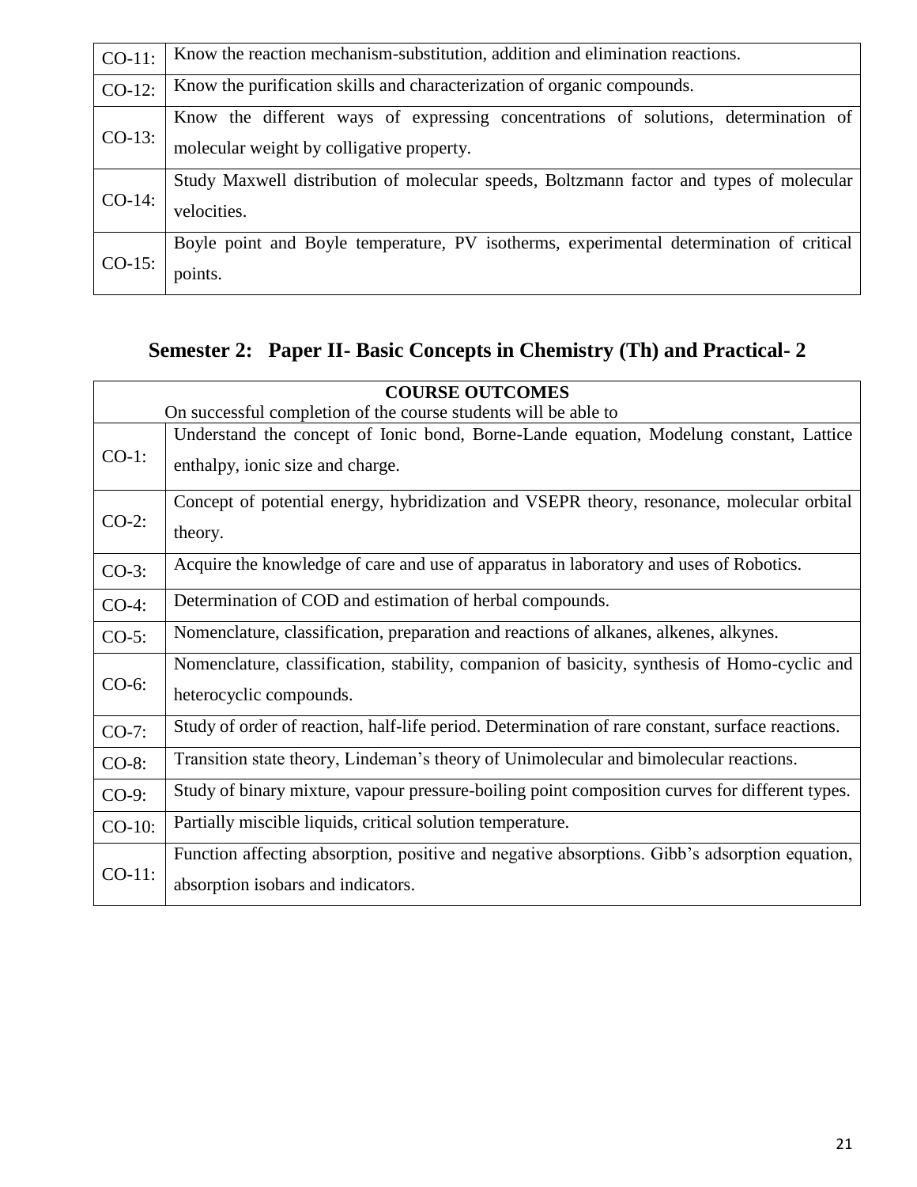| | |
|---|---|
| CO-11: | Know the reaction mechanism-substitution, addition and elimination reactions. |
| CO-12: | Know the purification skills and characterization of organic compounds. |
| CO-13: | Know the different ways of expressing concentrations of solutions, determination of molecular weight by colligative property. |
| CO-14: | Study Maxwell distribution of molecular speeds, Boltzmann factor and types of molecular velocities. |
| CO-15: | Boyle point and Boyle temperature, PV isotherms, experimental determination of critical points. |

## Semester 2: Paper II- Basic Concepts in Chemistry (Th) and Practical- 2

| **COURSE OUTCOMES** On successful completion of the course students will be able to | |
|---|---|
| CO-1: | Understand the concept of Ionic bond, Borne-Lande equation, Modelung constant, Lattice enthalpy, ionic size and charge. |
| CO-2: | Concept of potential energy, hybridization and VSEPR theory, resonance, molecular orbital theory. |
| CO-3: | Acquire the knowledge of care and use of apparatus in laboratory and uses of Robotics. |
| CO-4: | Determination of COD and estimation of herbal compounds. |
| CO-5: | Nomenclature, classification, preparation and reactions of alkanes, alkenes, alkynes. |
| CO-6: | Nomenclature, classification, stability, companion of basicity, synthesis of Homo-cyclic and heterocyclic compounds. |
| CO-7: | Study of order of reaction, half-life period. Determination of rare constant, surface reactions. |
| CO-8: | Transition state theory, Lindeman's theory of Unimolecular and bimolecular reactions. |
| CO-9: | Study of binary mixture, vapour pressure-boiling point composition curves for different types. |
| CO-10: | Partially miscible liquids, critical solution temperature. |
| CO-11: | Function affecting absorption, positive and negative absorptions. Gibb's adsorption equation, absorption isobars and indicators. |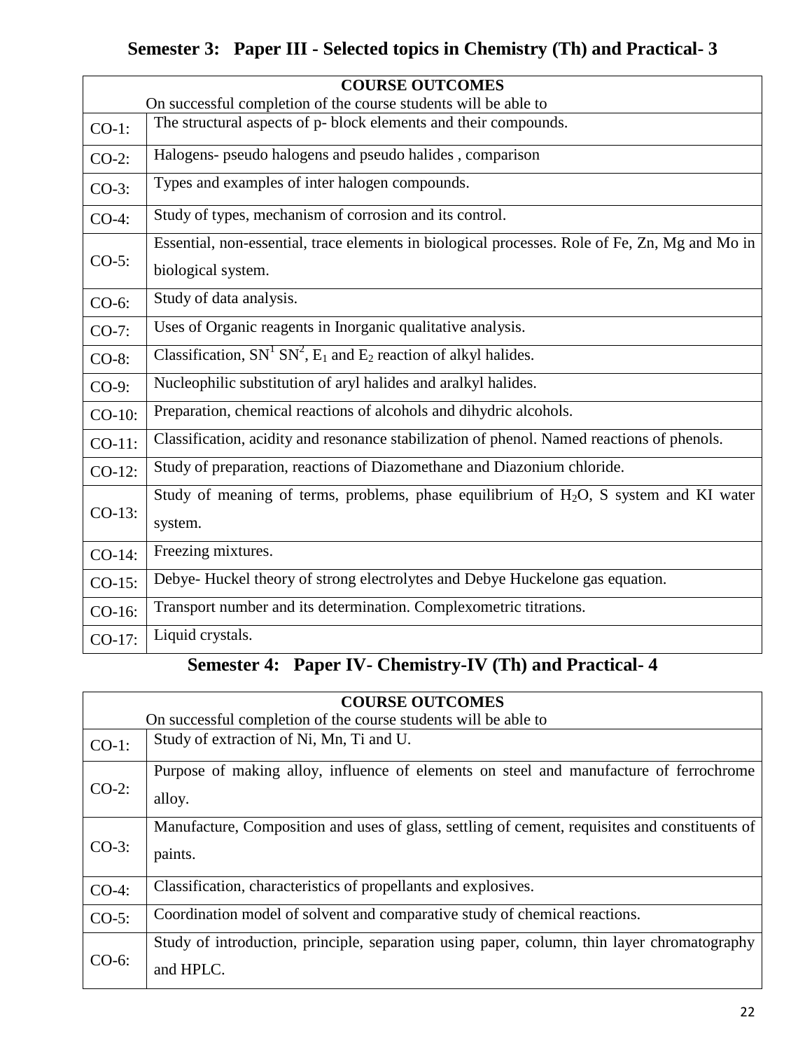## Semester 3: Paper III - Selected topics in Chemistry (Th) and Practical- 3

| **COURSE OUTCOMES** On successful completion of the course students will be able to | |
|---|---|
| CO-1: | The structural aspects of p- block elements and their compounds. |
| CO-2: | Halogens- pseudo halogens and pseudo halides , comparison |
| CO-3: | Types and examples of inter halogen compounds. |
| CO-4: | Study of types, mechanism of corrosion and its control. |
| CO-5: | Essential, non-essential, trace elements in biological processes. Role of Fe, Zn, Mg and Mo in biological system. |
| CO-6: | Study of data analysis. |
| CO-7: | Uses of Organic reagents in Inorganic qualitative analysis. |
| CO-8: | Classification, $SN^1$ $SN^2$, $E_1$ and $E_2$ reaction of alkyl halides. |
| CO-9: | Nucleophilic substitution of aryl halides and aralkyl halides. |
| CO-10: | Preparation, chemical reactions of alcohols and dihydric alcohols. |
| CO-11: | Classification, acidity and resonance stabilization of phenol. Named reactions of phenols. |
| CO-12: | Study of preparation, reactions of Diazomethane and Diazonium chloride. |
| CO-13: | Study of meaning of terms, problems, phase equilibrium of $H_2O$, S system and KI water system. |
| CO-14: | Freezing mixtures. |
| CO-15: | Debye- Huckel theory of strong electrolytes and Debye Huckelone gas equation. |
| CO-16: | Transport number and its determination. Complexometric titrations. |
| CO-17: | Liquid crystals. |

## Semester 4: Paper IV- Chemistry-IV (Th) and Practical- 4

| **COURSE OUTCOMES** On successful completion of the course students will be able to | |
|---|---|
| CO-1: | Study of extraction of Ni, Mn, Ti and U. |
| CO-2: | Purpose of making alloy, influence of elements on steel and manufacture of ferrochrome alloy. |
| CO-3: | Manufacture, Composition and uses of glass, settling of cement, requisites and constituents of paints. |
| CO-4: | Classification, characteristics of propellants and explosives. |
| CO-5: | Coordination model of solvent and comparative study of chemical reactions. |
| CO-6: | Study of introduction, principle, separation using paper, column, thin layer chromatography and HPLC. |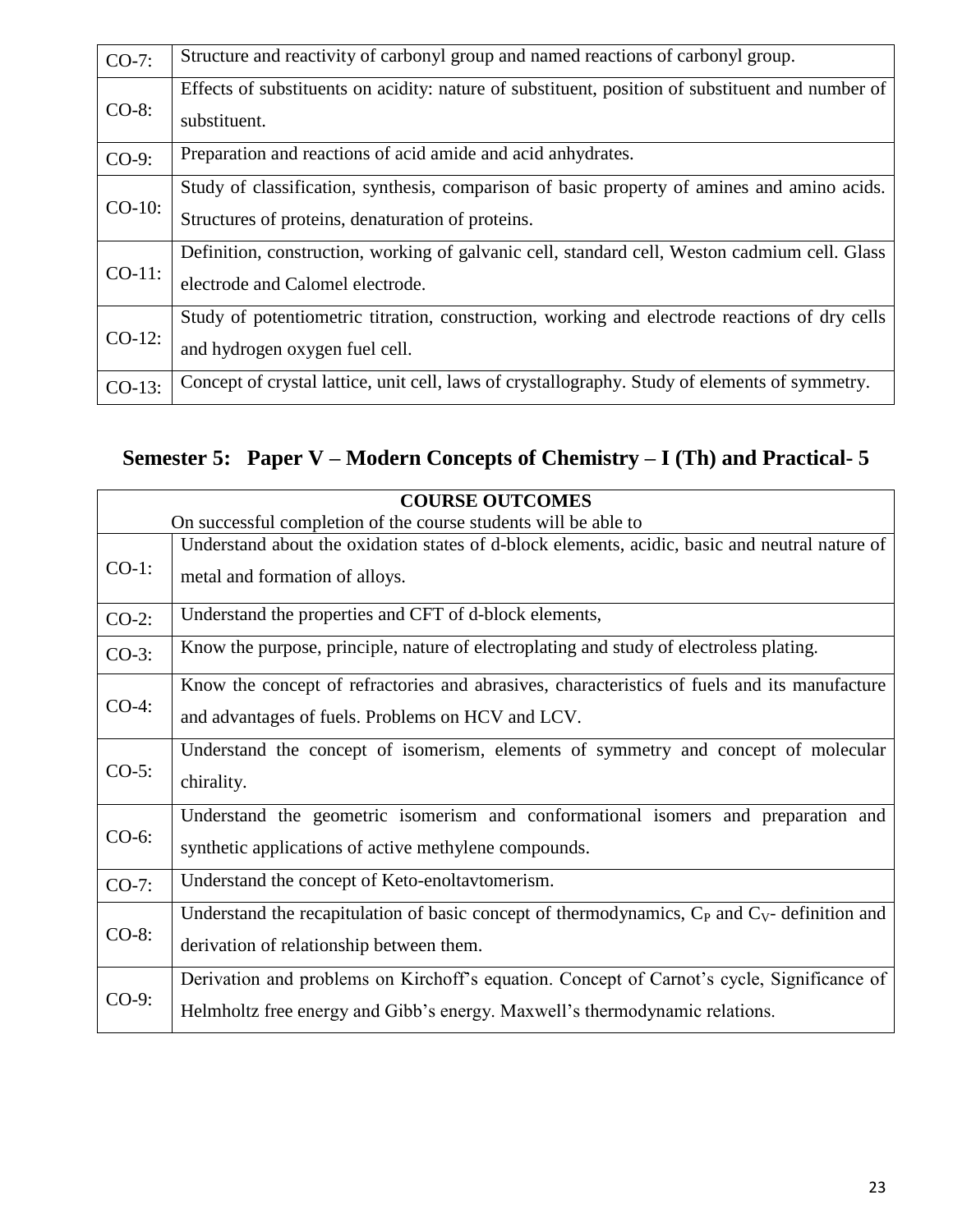| | |
|---|---|
| CO-7: | Structure and reactivity of carbonyl group and named reactions of carbonyl group. |
| CO-8: | Effects of substituents on acidity: nature of substituent, position of substituent and number of substituent. |
| CO-9: | Preparation and reactions of acid amide and acid anhydrates. |
| CO-10: | Study of classification, synthesis, comparison of basic property of amines and amino acids. Structures of proteins, denaturation of proteins. |
| CO-11: | Definition, construction, working of galvanic cell, standard cell, Weston cadmium cell. Glass electrode and Calomel electrode. |
| CO-12: | Study of potentiometric titration, construction, working and electrode reactions of dry cells and hydrogen oxygen fuel cell. |
| CO-13: | Concept of crystal lattice, unit cell, laws of crystallography. Study of elements of symmetry. |

## Semester 5: Paper V – Modern Concepts of Chemistry – I (Th) and Practical- 5

| **COURSE OUTCOMES** On successful completion of the course students will be able to | |
|---|---|
| CO-1: | Understand about the oxidation states of d-block elements, acidic, basic and neutral nature of metal and formation of alloys. |
| CO-2: | Understand the properties and CFT of d-block elements, |
| CO-3: | Know the purpose, principle, nature of electroplating and study of electroless plating. |
| CO-4: | Know the concept of refractories and abrasives, characteristics of fuels and its manufacture and advantages of fuels. Problems on HCV and LCV. |
| CO-5: | Understand the concept of isomerism, elements of symmetry and concept of molecular chirality. |
| CO-6: | Understand the geometric isomerism and conformational isomers and preparation and synthetic applications of active methylene compounds. |
| CO-7: | Understand the concept of Keto-enoltavtomerism. |
| CO-8: | Understand the recapitulation of basic concept of thermodynamics, $C_P$ and $C_V$- definition and derivation of relationship between them. |
| CO-9: | Derivation and problems on Kirchoff's equation. Concept of Carnot's cycle, Significance of Helmholtz free energy and Gibb's energy. Maxwell's thermodynamic relations. |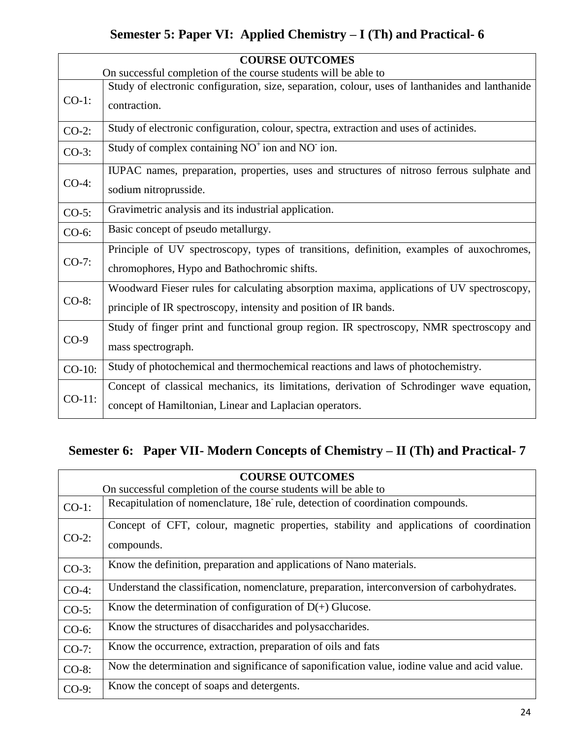## Semester 5: Paper VI: Applied Chemistry – I (Th) and Practical- 6

| COURSE OUTCOMES<br>On successful completion of the course students will be able to | |
|---|---|
| CO-1: | Study of electronic configuration, size, separation, colour, uses of lanthanides and lanthanide contraction. |
| CO-2: | Study of electronic configuration, colour, spectra, extraction and uses of actinides. |
| CO-3: | Study of complex containing $NO^+$ ion and $NO^-$ ion. |
| CO-4: | IUPAC names, preparation, properties, uses and structures of nitroso ferrous sulphate and sodium nitroprusside. |
| CO-5: | Gravimetric analysis and its industrial application. |
| CO-6: | Basic concept of pseudo metallurgy. |
| CO-7: | Principle of UV spectroscopy, types of transitions, definition, examples of auxochromes, chromophores, Hypo and Bathochromic shifts. |
| CO-8: | Woodward Fieser rules for calculating absorption maxima, applications of UV spectroscopy, principle of IR spectroscopy, intensity and position of IR bands. |
| CO-9 | Study of finger print and functional group region. IR spectroscopy, NMR spectroscopy and mass spectrograph. |
| CO-10: | Study of photochemical and thermochemical reactions and laws of photochemistry. |
| CO-11: | Concept of classical mechanics, its limitations, derivation of Schrodinger wave equation, concept of Hamiltonian, Linear and Laplacian operators. |

## Semester 6: Paper VII- Modern Concepts of Chemistry – II (Th) and Practical- 7

| COURSE OUTCOMES<br>On successful completion of the course students will be able to | |
|---|---|
| CO-1: | Recapitulation of nomenclature, $18e^-$ rule, detection of coordination compounds. |
| CO-2: | Concept of CFT, colour, magnetic properties, stability and applications of coordination compounds. |
| CO-3: | Know the definition, preparation and applications of Nano materials. |
| CO-4: | Understand the classification, nomenclature, preparation, interconversion of carbohydrates. |
| CO-5: | Know the determination of configuration of D(+) Glucose. |
| CO-6: | Know the structures of disaccharides and polysaccharides. |
| CO-7: | Know the occurrence, extraction, preparation of oils and fats |
| CO-8: | Now the determination and significance of saponification value, iodine value and acid value. |
| CO-9: | Know the concept of soaps and detergents. |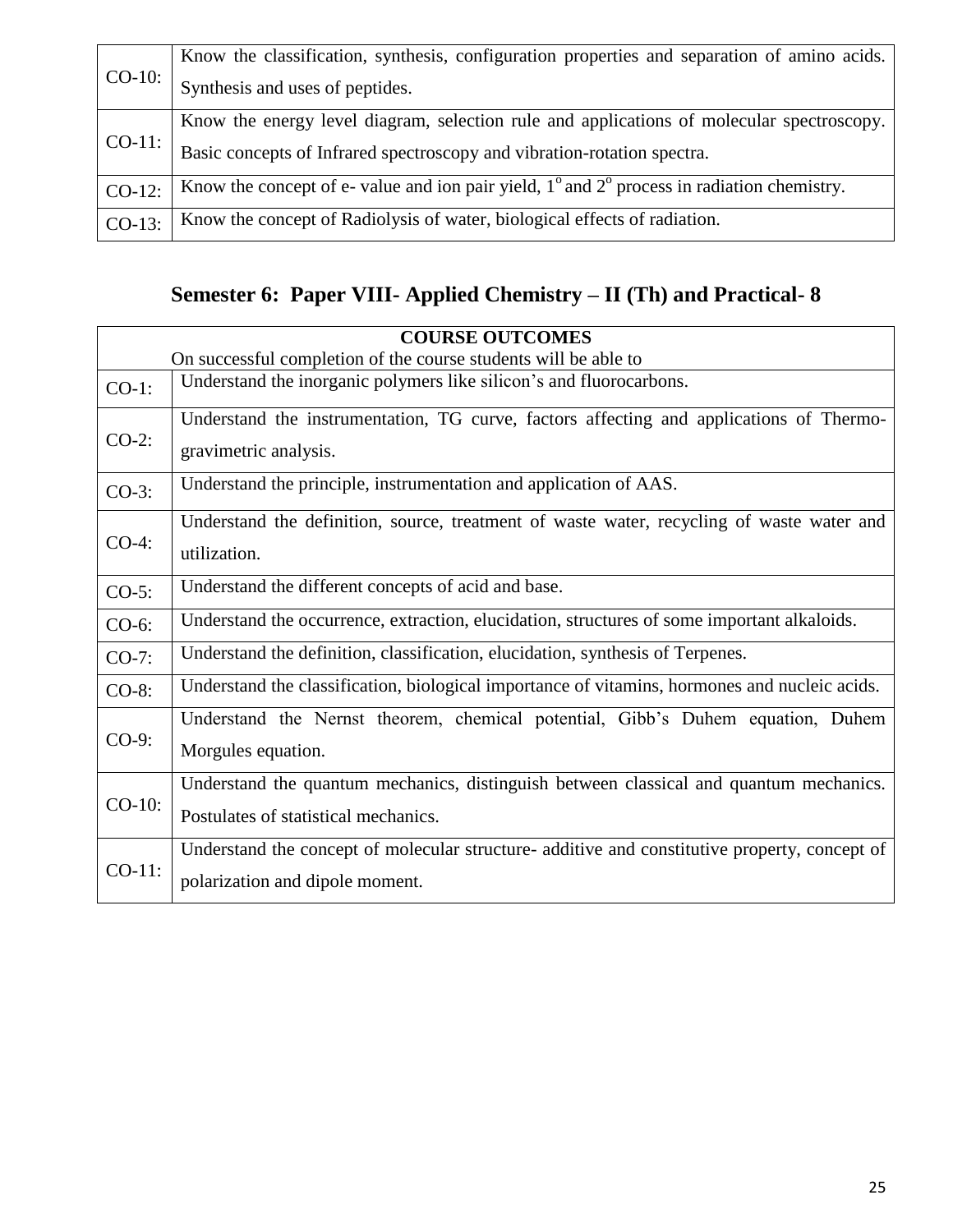| | |
|---|---|
| CO-10: | Know the classification, synthesis, configuration properties and separation of amino acids. Synthesis and uses of peptides. |
| CO-11: | Know the energy level diagram, selection rule and applications of molecular spectroscopy. Basic concepts of Infrared spectroscopy and vibration-rotation spectra. |
| CO-12: | Know the concept of e- value and ion pair yield, $1^o$ and $2^o$ process in radiation chemistry. |
| CO-13: | Know the concept of Radiolysis of water, biological effects of radiation. |

## Semester 6: Paper VIII- Applied Chemistry – II (Th) and Practical- 8

| **COURSE OUTCOMES** On successful completion of the course students will be able to | |
|---|---|
| CO-1: | Understand the inorganic polymers like silicon's and fluorocarbons. |
| CO-2: | Understand the instrumentation, TG curve, factors affecting and applications of Thermo-gravimetric analysis. |
| CO-3: | Understand the principle, instrumentation and application of AAS. |
| CO-4: | Understand the definition, source, treatment of waste water, recycling of waste water and utilization. |
| CO-5: | Understand the different concepts of acid and base. |
| CO-6: | Understand the occurrence, extraction, elucidation, structures of some important alkaloids. |
| CO-7: | Understand the definition, classification, elucidation, synthesis of Terpenes. |
| CO-8: | Understand the classification, biological importance of vitamins, hormones and nucleic acids. |
| CO-9: | Understand the Nernst theorem, chemical potential, Gibb's Duhem equation, Duhem Morgules equation. |
| CO-10: | Understand the quantum mechanics, distinguish between classical and quantum mechanics. Postulates of statistical mechanics. |
| CO-11: | Understand the concept of molecular structure- additive and constitutive property, concept of polarization and dipole moment. |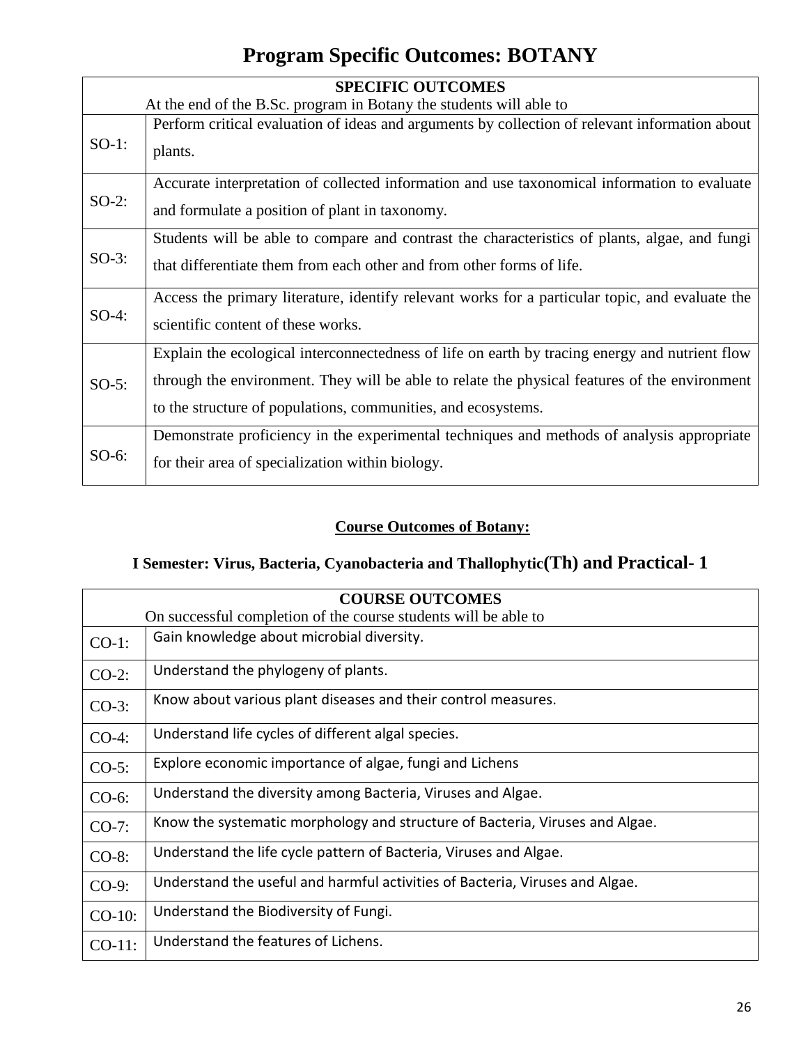# Program Specific Outcomes: BOTANY

| SPECIFIC OUTCOMES<br>At the end of the B.Sc. program in Botany the students will able to | |
|---|---|
| SO-1: | Perform critical evaluation of ideas and arguments by collection of relevant information about plants. |
| SO-2: | Accurate interpretation of collected information and use taxonomical information to evaluate and formulate a position of plant in taxonomy. |
| SO-3: | Students will be able to compare and contrast the characteristics of plants, algae, and fungi that differentiate them from each other and from other forms of life. |
| SO-4: | Access the primary literature, identify relevant works for a particular topic, and evaluate the scientific content of these works. |
| SO-5: | Explain the ecological interconnectedness of life on earth by tracing energy and nutrient flow through the environment. They will be able to relate the physical features of the environment to the structure of populations, communities, and ecosystems. |
| SO-6: | Demonstrate proficiency in the experimental techniques and methods of analysis appropriate for their area of specialization within biology. |

## Course Outcomes of Botany:

### I Semester: Virus, Bacteria, Cyanobacteria and Thallophytic(Th) and Practical- 1

| COURSE OUTCOMES<br>On successful completion of the course students will be able to | |
|---|---|
| CO-1: | Gain knowledge about microbial diversity. |
| CO-2: | Understand the phylogeny of plants. |
| CO-3: | Know about various plant diseases and their control measures. |
| CO-4: | Understand life cycles of different algal species. |
| CO-5: | Explore economic importance of algae, fungi and Lichens |
| CO-6: | Understand the diversity among Bacteria, Viruses and Algae. |
| CO-7: | Know the systematic morphology and structure of Bacteria, Viruses and Algae. |
| CO-8: | Understand the life cycle pattern of Bacteria, Viruses and Algae. |
| CO-9: | Understand the useful and harmful activities of Bacteria, Viruses and Algae. |
| CO-10: | Understand the Biodiversity of Fungi. |
| CO-11: | Understand the features of Lichens. |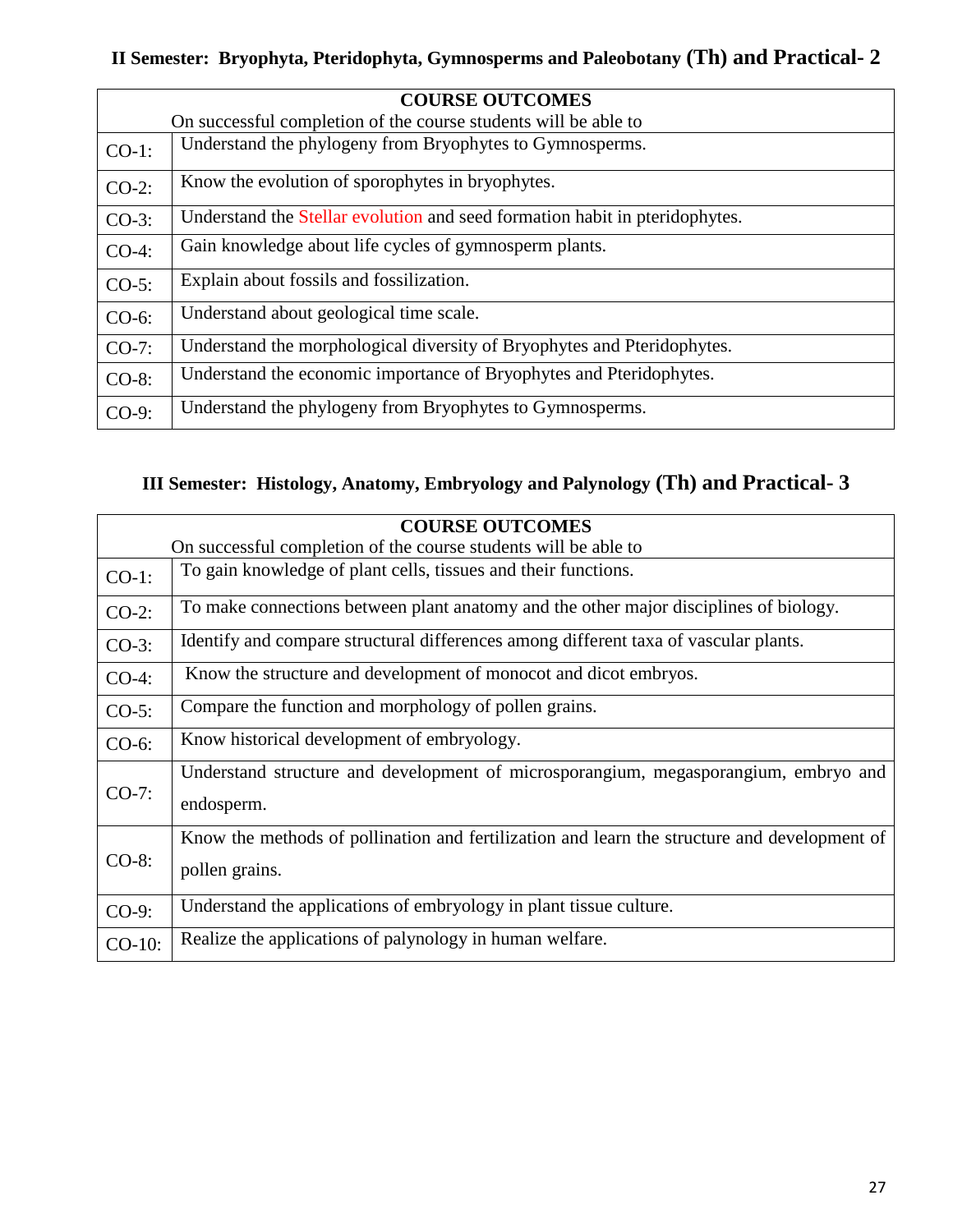## II Semester: Bryophyta, Pteridophyta, Gymnosperms and Paleobotany (Th) and Practical- 2

| COURSE OUTCOMES | |
|---|---|
| | On successful completion of the course students will be able to |
| CO-1: | Understand the phylogeny from Bryophytes to Gymnosperms. |
| CO-2: | Know the evolution of sporophytes in bryophytes. |
| CO-3: | Understand the Stellar evolution and seed formation habit in pteridophytes. |
| CO-4: | Gain knowledge about life cycles of gymnosperm plants. |
| CO-5: | Explain about fossils and fossilization. |
| CO-6: | Understand about geological time scale. |
| CO-7: | Understand the morphological diversity of Bryophytes and Pteridophytes. |
| CO-8: | Understand the economic importance of Bryophytes and Pteridophytes. |
| CO-9: | Understand the phylogeny from Bryophytes to Gymnosperms. |

## III Semester: Histology, Anatomy, Embryology and Palynology (Th) and Practical- 3

| COURSE OUTCOMES | |
|---|---|
| | On successful completion of the course students will be able to |
| CO-1: | To gain knowledge of plant cells, tissues and their functions. |
| CO-2: | To make connections between plant anatomy and the other major disciplines of biology. |
| CO-3: | Identify and compare structural differences among different taxa of vascular plants. |
| CO-4: | Know the structure and development of monocot and dicot embryos. |
| CO-5: | Compare the function and morphology of pollen grains. |
| CO-6: | Know historical development of embryology. |
| CO-7: | Understand structure and development of microsporangium, megasporangium, embryo and endosperm. |
| CO-8: | Know the methods of pollination and fertilization and learn the structure and development of pollen grains. |
| CO-9: | Understand the applications of embryology in plant tissue culture. |
| CO-10: | Realize the applications of palynology in human welfare. |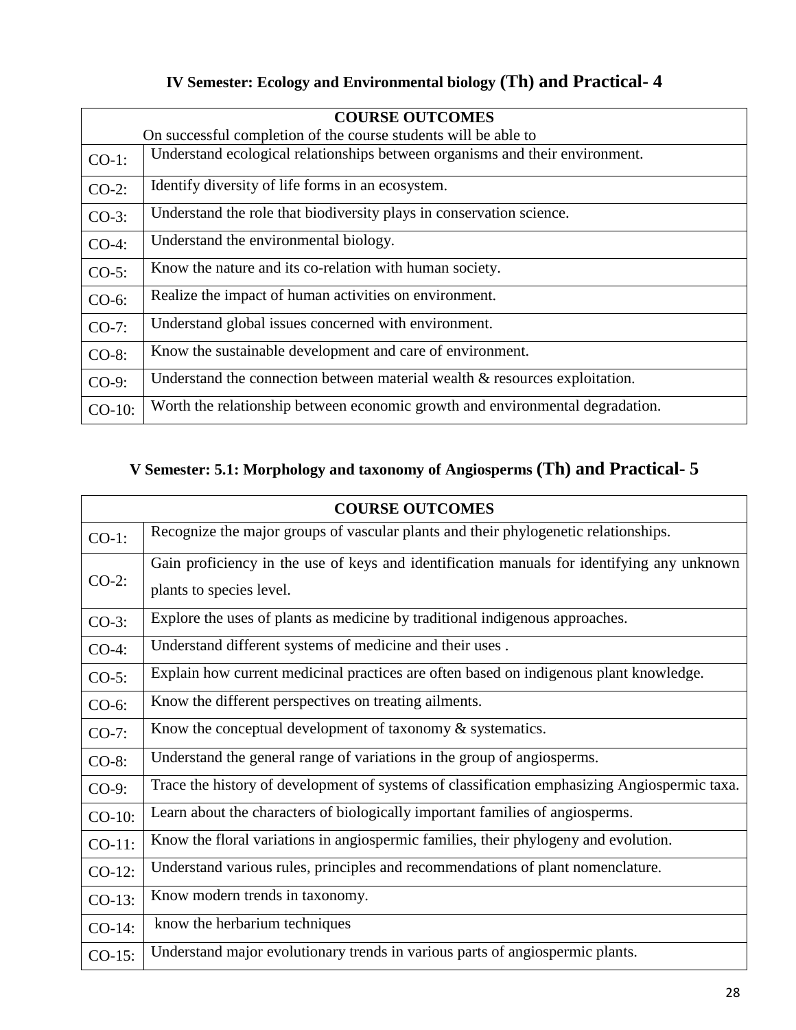## IV Semester: Ecology and Environmental biology (Th) and Practical- 4

| COURSE OUTCOMES<br>On successful completion of the course students will be able to | |
|---|---|
| CO-1: | Understand ecological relationships between organisms and their environment. |
| CO-2: | Identify diversity of life forms in an ecosystem. |
| CO-3: | Understand the role that biodiversity plays in conservation science. |
| CO-4: | Understand the environmental biology. |
| CO-5: | Know the nature and its co-relation with human society. |
| CO-6: | Realize the impact of human activities on environment. |
| CO-7: | Understand global issues concerned with environment. |
| CO-8: | Know the sustainable development and care of environment. |
| CO-9: | Understand the connection between material wealth & resources exploitation. |
| CO-10: | Worth the relationship between economic growth and environmental degradation. |

## V Semester: 5.1: Morphology and taxonomy of Angiosperms (Th) and Practical- 5

| COURSE OUTCOMES | |
|---|---|
| CO-1: | Recognize the major groups of vascular plants and their phylogenetic relationships. |
| CO-2: | Gain proficiency in the use of keys and identification manuals for identifying any unknown plants to species level. |
| CO-3: | Explore the uses of plants as medicine by traditional indigenous approaches. |
| CO-4: | Understand different systems of medicine and their uses . |
| CO-5: | Explain how current medicinal practices are often based on indigenous plant knowledge. |
| CO-6: | Know the different perspectives on treating ailments. |
| CO-7: | Know the conceptual development of taxonomy & systematics. |
| CO-8: | Understand the general range of variations in the group of angiosperms. |
| CO-9: | Trace the history of development of systems of classification emphasizing Angiospermic taxa. |
| CO-10: | Learn about the characters of biologically important families of angiosperms. |
| CO-11: | Know the floral variations in angiospermic families, their phylogeny and evolution. |
| CO-12: | Understand various rules, principles and recommendations of plant nomenclature. |
| CO-13: | Know modern trends in taxonomy. |
| CO-14: | know the herbarium techniques |
| CO-15: | Understand major evolutionary trends in various parts of angiospermic plants. |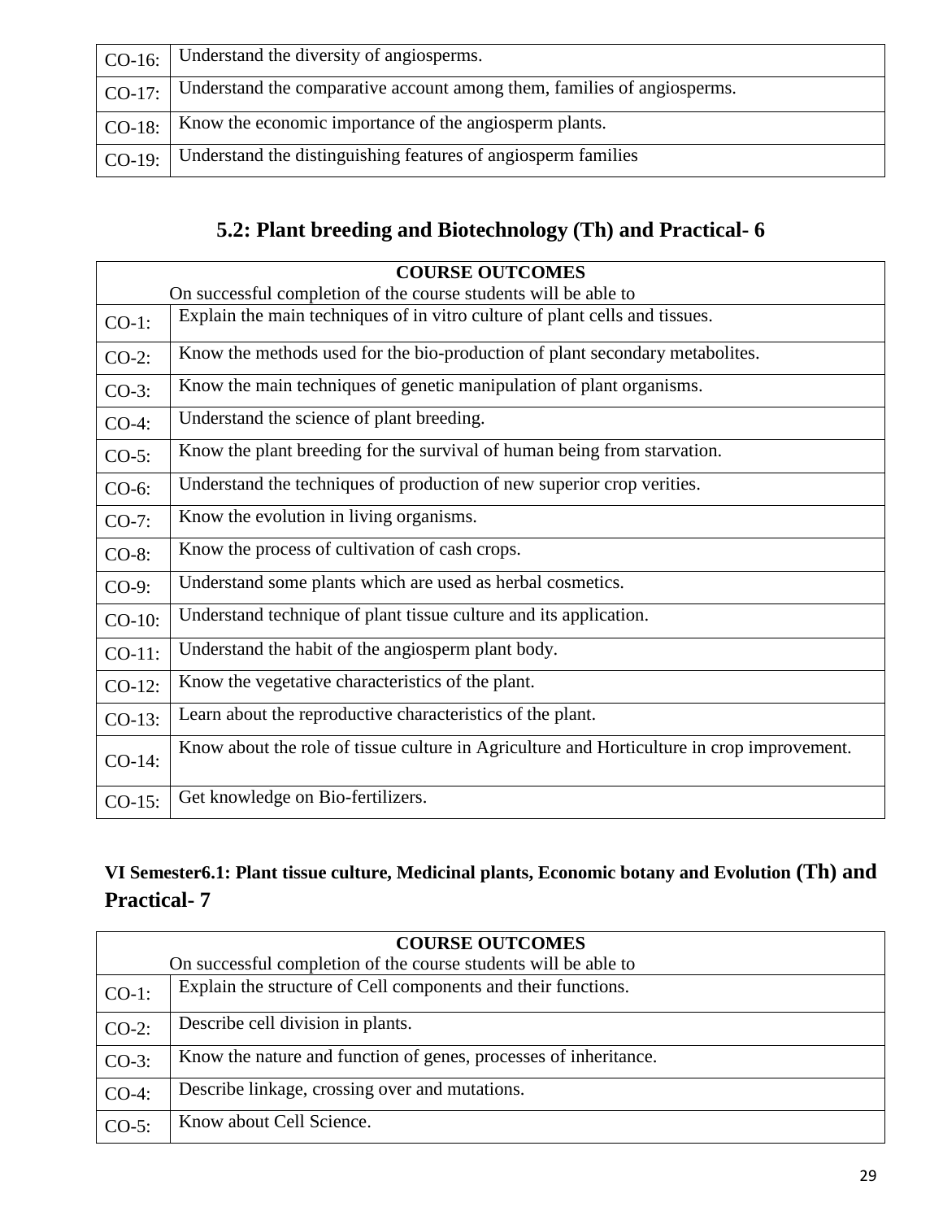| | |
|---|---|
| CO-16: | Understand the diversity of angiosperms. |
| CO-17: | Understand the comparative account among them, families of angiosperms. |
| CO-18: | Know the economic importance of the angiosperm plants. |
| CO-19: | Understand the distinguishing features of angiosperm families |

## 5.2: Plant breeding and Biotechnology (Th) and Practical- 6

| **COURSE OUTCOMES** On successful completion of the course students will be able to | |
|---|---|
| CO-1: | Explain the main techniques of in vitro culture of plant cells and tissues. |
| CO-2: | Know the methods used for the bio-production of plant secondary metabolites. |
| CO-3: | Know the main techniques of genetic manipulation of plant organisms. |
| CO-4: | Understand the science of plant breeding. |
| CO-5: | Know the plant breeding for the survival of human being from starvation. |
| CO-6: | Understand the techniques of production of new superior crop verities. |
| CO-7: | Know the evolution in living organisms. |
| CO-8: | Know the process of cultivation of cash crops. |
| CO-9: | Understand some plants which are used as herbal cosmetics. |
| CO-10: | Understand technique of plant tissue culture and its application. |
| CO-11: | Understand the habit of the angiosperm plant body. |
| CO-12: | Know the vegetative characteristics of the plant. |
| CO-13: | Learn about the reproductive characteristics of the plant. |
| CO-14: | Know about the role of tissue culture in Agriculture and Horticulture in crop improvement. |
| CO-15: | Get knowledge on Bio-fertilizers. |

### VI Semester6.1: Plant tissue culture, Medicinal plants, Economic botany and Evolution (Th) and Practical- 7

| **COURSE OUTCOMES** On successful completion of the course students will be able to | |
|---|---|
| CO-1: | Explain the structure of Cell components and their functions. |
| CO-2: | Describe cell division in plants. |
| CO-3: | Know the nature and function of genes, processes of inheritance. |
| CO-4: | Describe linkage, crossing over and mutations. |
| CO-5: | Know about Cell Science. |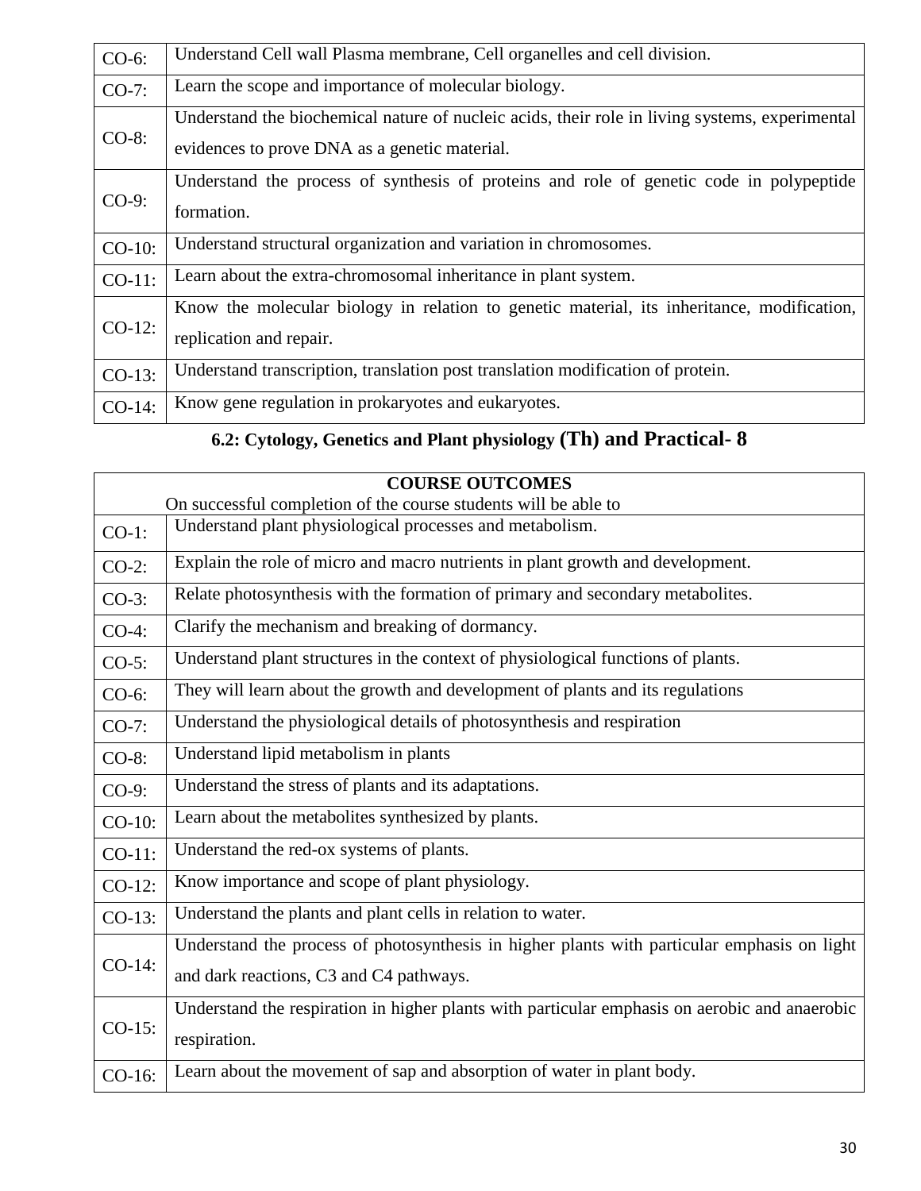| | |
|---|---|
| CO-6: | Understand Cell wall Plasma membrane, Cell organelles and cell division. |
| CO-7: | Learn the scope and importance of molecular biology. |
| CO-8: | Understand the biochemical nature of nucleic acids, their role in living systems, experimental evidences to prove DNA as a genetic material. |
| CO-9: | Understand the process of synthesis of proteins and role of genetic code in polypeptide formation. |
| CO-10: | Understand structural organization and variation in chromosomes. |
| CO-11: | Learn about the extra-chromosomal inheritance in plant system. |
| CO-12: | Know the molecular biology in relation to genetic material, its inheritance, modification, replication and repair. |
| CO-13: | Understand transcription, translation post translation modification of protein. |
| CO-14: | Know gene regulation in prokaryotes and eukaryotes. |

## 6.2: Cytology, Genetics and Plant physiology (Th) and Practical- 8

| **COURSE OUTCOMES**<br>On successful completion of the course students will be able to | |
|---|---|
| CO-1: | Understand plant physiological processes and metabolism. |
| CO-2: | Explain the role of micro and macro nutrients in plant growth and development. |
| CO-3: | Relate photosynthesis with the formation of primary and secondary metabolites. |
| CO-4: | Clarify the mechanism and breaking of dormancy. |
| CO-5: | Understand plant structures in the context of physiological functions of plants. |
| CO-6: | They will learn about the growth and development of plants and its regulations |
| CO-7: | Understand the physiological details of photosynthesis and respiration |
| CO-8: | Understand lipid metabolism in plants |
| CO-9: | Understand the stress of plants and its adaptations. |
| CO-10: | Learn about the metabolites synthesized by plants. |
| CO-11: | Understand the red-ox systems of plants. |
| CO-12: | Know importance and scope of plant physiology. |
| CO-13: | Understand the plants and plant cells in relation to water. |
| CO-14: | Understand the process of photosynthesis in higher plants with particular emphasis on light and dark reactions, C3 and C4 pathways. |
| CO-15: | Understand the respiration in higher plants with particular emphasis on aerobic and anaerobic respiration. |
| CO-16: | Learn about the movement of sap and absorption of water in plant body. |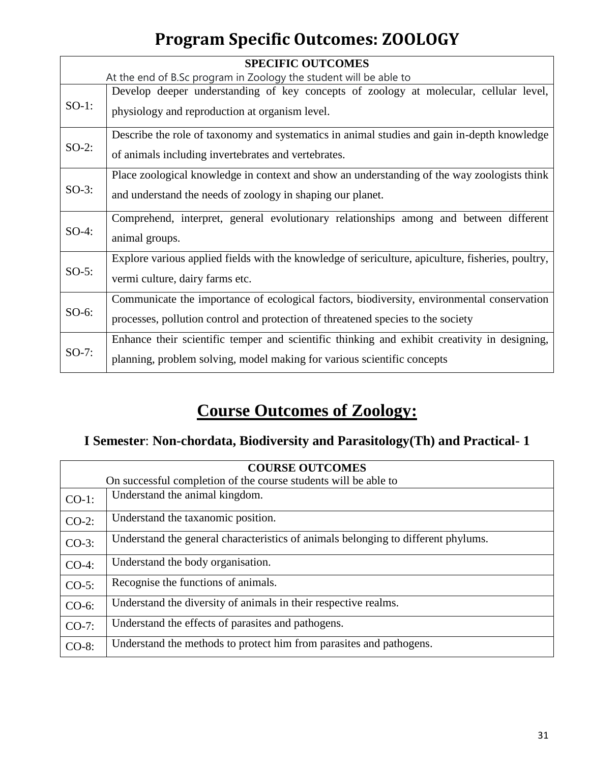# Program Specific Outcomes: ZOOLOGY

| SPECIFIC OUTCOMES<br>At the end of B.Sc program in Zoology the student will be able to | |
|---|---|
| SO-1: | Develop deeper understanding of key concepts of zoology at molecular, cellular level, physiology and reproduction at organism level. |
| SO-2: | Describe the role of taxonomy and systematics in animal studies and gain in-depth knowledge of animals including invertebrates and vertebrates. |
| SO-3: | Place zoological knowledge in context and show an understanding of the way zoologists think and understand the needs of zoology in shaping our planet. |
| SO-4: | Comprehend, interpret, general evolutionary relationships among and between different animal groups. |
| SO-5: | Explore various applied fields with the knowledge of sericulture, apiculture, fisheries, poultry, vermi culture, dairy farms etc. |
| SO-6: | Communicate the importance of ecological factors, biodiversity, environmental conservation processes, pollution control and protection of threatened species to the society |
| SO-7: | Enhance their scientific temper and scientific thinking and exhibit creativity in designing, planning, problem solving, model making for various scientific concepts |

# Course Outcomes of Zoology:

### I Semester: Non-chordata, Biodiversity and Parasitology(Th) and Practical- 1

| COURSE OUTCOMES<br>On successful completion of the course students will be able to | |
|---|---|
| CO-1: | Understand the animal kingdom. |
| CO-2: | Understand the taxanomic position. |
| CO-3: | Understand the general characteristics of animals belonging to different phylums. |
| CO-4: | Understand the body organisation. |
| CO-5: | Recognise the functions of animals. |
| CO-6: | Understand the diversity of animals in their respective realms. |
| CO-7: | Understand the effects of parasites and pathogens. |
| CO-8: | Understand the methods to protect him from parasites and pathogens. |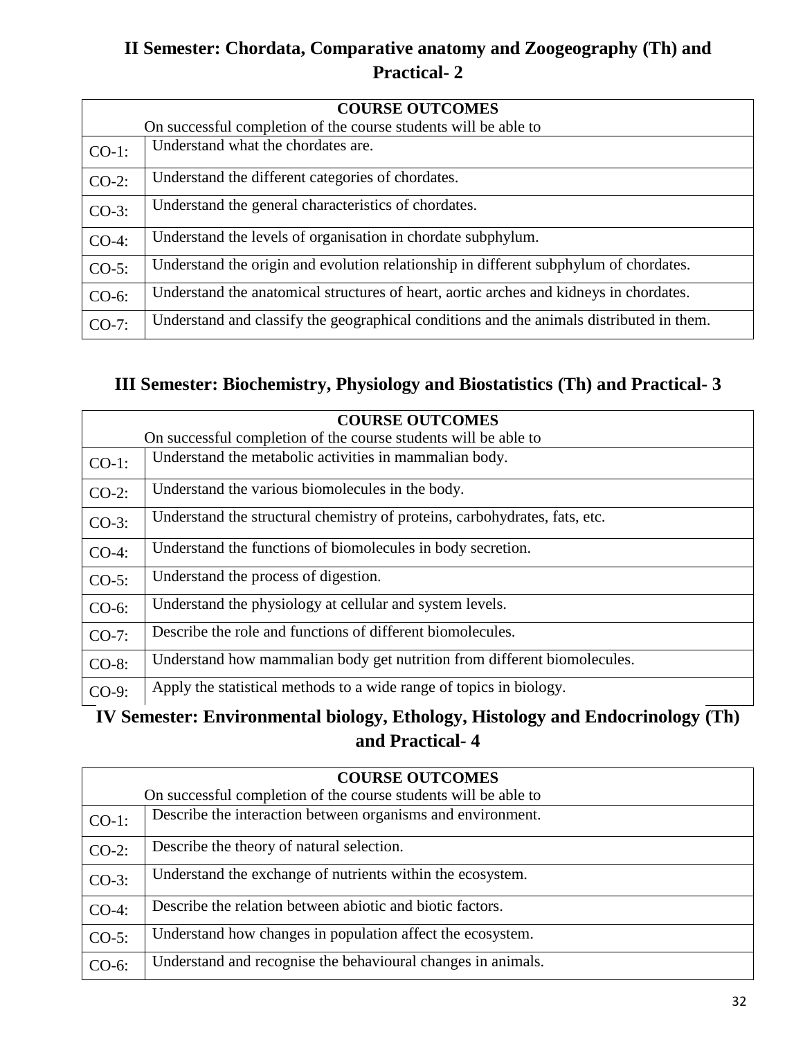## II Semester: Chordata, Comparative anatomy and Zoogeography (Th) and Practical- 2

| COURSE OUTCOMES<br>On successful completion of the course students will be able to | |
|---|---|
| CO-1: | Understand what the chordates are. |
| CO-2: | Understand the different categories of chordates. |
| CO-3: | Understand the general characteristics of chordates. |
| CO-4: | Understand the levels of organisation in chordate subphylum. |
| CO-5: | Understand the origin and evolution relationship in different subphylum of chordates. |
| CO-6: | Understand the anatomical structures of heart, aortic arches and kidneys in chordates. |
| CO-7: | Understand and classify the geographical conditions and the animals distributed in them. |

## III Semester: Biochemistry, Physiology and Biostatistics (Th) and Practical- 3

| COURSE OUTCOMES<br>On successful completion of the course students will be able to | |
|---|---|
| CO-1: | Understand the metabolic activities in mammalian body. |
| CO-2: | Understand the various biomolecules in the body. |
| CO-3: | Understand the structural chemistry of proteins, carbohydrates, fats, etc. |
| CO-4: | Understand the functions of biomolecules in body secretion. |
| CO-5: | Understand the process of digestion. |
| CO-6: | Understand the physiology at cellular and system levels. |
| CO-7: | Describe the role and functions of different biomolecules. |
| CO-8: | Understand how mammalian body get nutrition from different biomolecules. |
| CO-9: | Apply the statistical methods to a wide range of topics in biology. |

## IV Semester: Environmental biology, Ethology, Histology and Endocrinology (Th) and Practical- 4

| COURSE OUTCOMES<br>On successful completion of the course students will be able to | |
|---|---|
| CO-1: | Describe the interaction between organisms and environment. |
| CO-2: | Describe the theory of natural selection. |
| CO-3: | Understand the exchange of nutrients within the ecosystem. |
| CO-4: | Describe the relation between abiotic and biotic factors. |
| CO-5: | Understand how changes in population affect the ecosystem. |
| CO-6: | Understand and recognise the behavioural changes in animals. |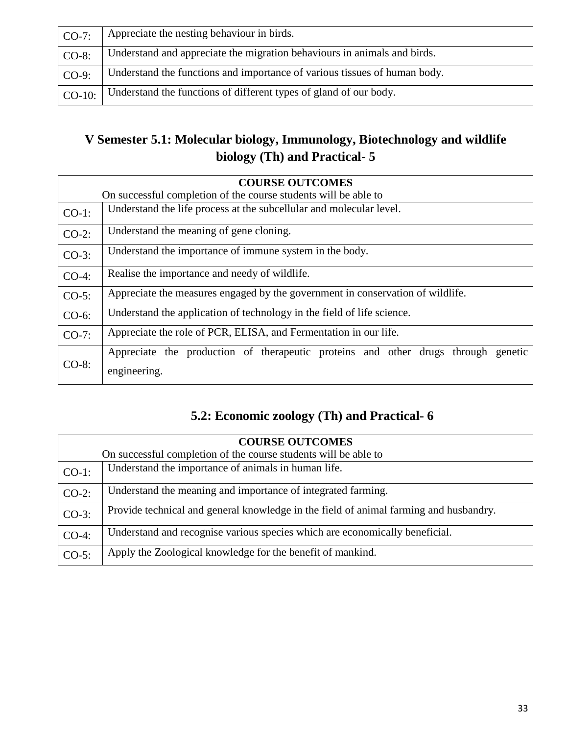| | |
|---|---|
| CO-7: | Appreciate the nesting behaviour in birds. |
| CO-8: | Understand and appreciate the migration behaviours in animals and birds. |
| CO-9: | Understand the functions and importance of various tissues of human body. |
| CO-10: | Understand the functions of different types of gland of our body. |

## V Semester 5.1: Molecular biology, Immunology, Biotechnology and wildlife biology (Th) and Practical- 5

| COURSE OUTCOMES<br>On successful completion of the course students will be able to | |
|---|---|
| CO-1: | Understand the life process at the subcellular and molecular level. |
| CO-2: | Understand the meaning of gene cloning. |
| CO-3: | Understand the importance of immune system in the body. |
| CO-4: | Realise the importance and needy of wildlife. |
| CO-5: | Appreciate the measures engaged by the government in conservation of wildlife. |
| CO-6: | Understand the application of technology in the field of life science. |
| CO-7: | Appreciate the role of PCR, ELISA, and Fermentation in our life. |
| CO-8: | Appreciate the production of therapeutic proteins and other drugs through genetic engineering. |

## 5.2: Economic zoology (Th) and Practical- 6

| COURSE OUTCOMES<br>On successful completion of the course students will be able to | |
|---|---|
| CO-1: | Understand the importance of animals in human life. |
| CO-2: | Understand the meaning and importance of integrated farming. |
| CO-3: | Provide technical and general knowledge in the field of animal farming and husbandry. |
| CO-4: | Understand and recognise various species which are economically beneficial. |
| CO-5: | Apply the Zoological knowledge for the benefit of mankind. |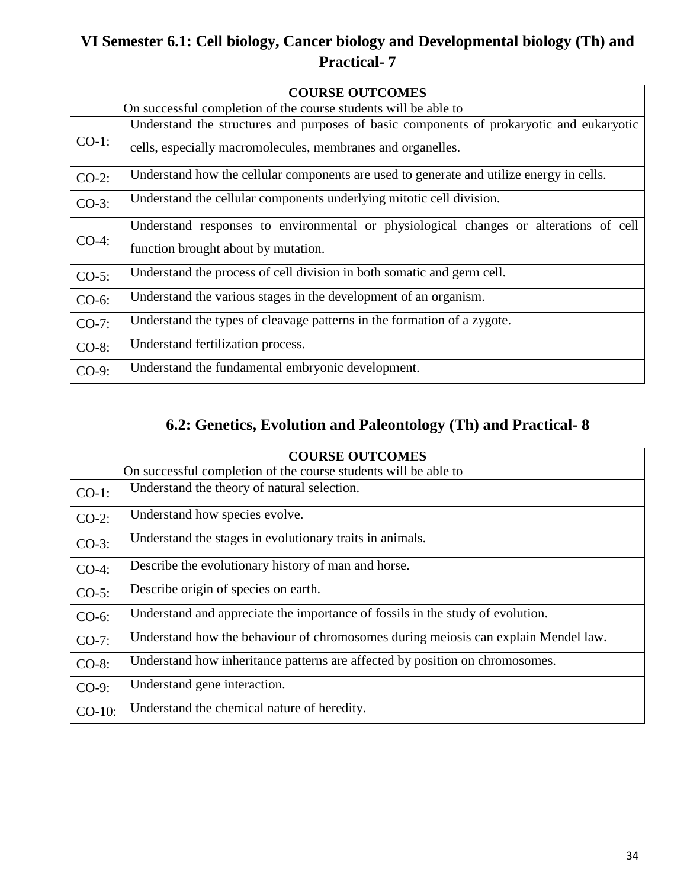## VI Semester 6.1: Cell biology, Cancer biology and Developmental biology (Th) and Practical- 7

| COURSE OUTCOMES<br>On successful completion of the course students will be able to | |
|---|---|
| CO-1: | Understand the structures and purposes of basic components of prokaryotic and eukaryotic cells, especially macromolecules, membranes and organelles. |
| CO-2: | Understand how the cellular components are used to generate and utilize energy in cells. |
| CO-3: | Understand the cellular components underlying mitotic cell division. |
| CO-4: | Understand responses to environmental or physiological changes or alterations of cell function brought about by mutation. |
| CO-5: | Understand the process of cell division in both somatic and germ cell. |
| CO-6: | Understand the various stages in the development of an organism. |
| CO-7: | Understand the types of cleavage patterns in the formation of a zygote. |
| CO-8: | Understand fertilization process. |
| CO-9: | Understand the fundamental embryonic development. |

## 6.2: Genetics, Evolution and Paleontology (Th) and Practical- 8

| COURSE OUTCOMES<br>On successful completion of the course students will be able to | |
|---|---|
| CO-1: | Understand the theory of natural selection. |
| CO-2: | Understand how species evolve. |
| CO-3: | Understand the stages in evolutionary traits in animals. |
| CO-4: | Describe the evolutionary history of man and horse. |
| CO-5: | Describe origin of species on earth. |
| CO-6: | Understand and appreciate the importance of fossils in the study of evolution. |
| CO-7: | Understand how the behaviour of chromosomes during meiosis can explain Mendel law. |
| CO-8: | Understand how inheritance patterns are affected by position on chromosomes. |
| CO-9: | Understand gene interaction. |
| CO-10: | Understand the chemical nature of heredity. |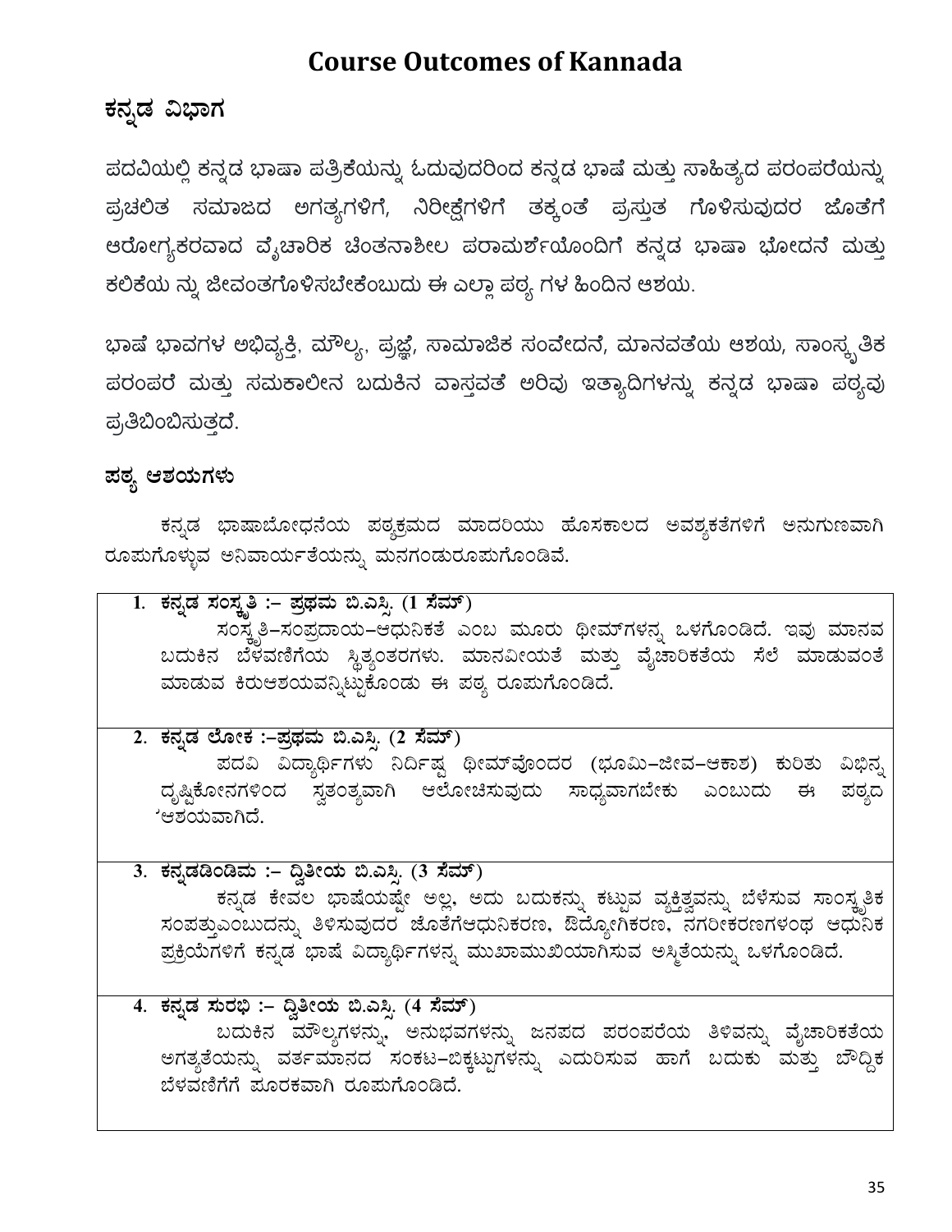# Course Outcomes of Kannada

## ಕನ್ನಡ ವಿಭಾಗ

ಪದವಿಯಲ್ಲಿ ಕನ್ನಡ ಭಾಷಾ ಪತ್ರಿಕೆಯನ್ನು ಓದುವುದರಿಂದ ಕನ್ನಡ ಭಾಷೆ ಮತ್ತು ಸಾಹಿತ್ಯದ ಪರಂಪರೆಯನ್ನು ಪ್ರಚಲಿತ ಸಮಾಜದ ಅಗತ್ಯಗಳಿಗೆ, ನಿರೀಕ್ಷೆಗಳಿಗೆ ತಕ್ಕಂತೆ ಪ್ರಸ್ತುತ ಗೊಳಿಸುವುದರ ಜೊತೆಗೆ ಆರೋಗ್ಯಕರವಾದ ವೈಚಾರಿಕ ಚಿಂತನಾಶೀಲ ಪರಾಮರ್ಶೆಯೊಂದಿಗೆ ಕನ್ನಡ ಭಾಷಾ ಭೋದನೆ ಮತ್ತು ಕಲಿಕೆಯ ನ್ನು ಜೀವಂತಗೊಳಿಸಬೇಕೆಂಬುದು ಈ ಎಲ್ಲಾ ಪಠ್ಯ ಗಳ ಹಿಂದಿನ ಆಶಯ.

ಭಾಷೆ ಭಾವಗಳ ಅಭಿವ್ಯಕ್ತಿ, ಮೌಲ್ಯ, ಪ್ರಜ್ಞೆ, ಸಾಮಾಜಿಕ ಸಂವೇದನೆ, ಮಾನವತೆಯ ಆಶಯ, ಸಾಂಸ್ಕೃತಿಕ ಪರಂಪರೆ ಮತ್ತು ಸಮಕಾಲೀನ ಬದುಕಿನ ವಾಸ್ತವತೆ ಅರಿವು ಇತ್ಯಾದಿಗಳನ್ನು ಕನ್ನಡ ಭಾಷಾ ಪಠ್ಯವು ಪ್ರತಿಬಿಂಬಿಸುತ್ತದೆ.

## ಪಠ್ಯ ಆಶಯಗಳು

ಕನ್ನಡ ಭಾಷಾಬೋಧನೆಯ ಪಠ್ಯಕ್ರಮದ ಮಾದರಿಯು ಹೊಸಕಾಲದ ಅವಶ್ಯಕತೆಗಳಿಗೆ ಅನುಗುಣವಾಗಿ ರೂಪುಗೊಳ್ಳುವ ಅನಿವಾರ್ಯತೆಯನ್ನು ಮನಗಂಡುರೂಪುಗೊಂಡಿವೆ.

1. **ಕನ್ನಡ ಸಂಸ್ಕೃತಿ :– ಪ್ರಥಮ ಬಿ.ಎಸ್ಸಿ. (1 ಸೆಮ್)**
   ಸಂಸ್ಕೃತಿ–ಸಂಪ್ರದಾಯ–ಆಧುನಿಕತೆ ಎಂಬ ಮೂರು ಥೀಮ್‌ಗಳನ್ನ ಒಳಗೊಂಡಿದೆ. ಇವು ಮಾನವ ಬದುಕಿನ ಬೆಳವಣಿಗೆಯ ಸ್ಥಿತ್ಯಂತರಗಳು. ಮಾನವೀಯತೆ ಮತ್ತು ವೈಚಾರಿಕತೆಯ ಸೆಲೆ ಮಾಡುವಂತೆ ಮಾಡುವ ಕಿರುಆಶಯವನ್ನಿಟ್ಟುಕೊಂಡು ಈ ಪಠ್ಯ ರೂಪುಗೊಂಡಿದೆ.

2. **ಕನ್ನಡ ಲೋಕ :–ಪ್ರಥಮ ಬಿ.ಎಸ್ಸಿ. (2 ಸೆಮ್)**
   ಪದವಿ ವಿದ್ಯಾರ್ಥಿಗಳು ನಿರ್ದಿಷ್ಟ ಥೀಮ್‌ವೊಂದರ (ಭೂಮಿ–ಜೀವ–ಆಕಾಶ) ಕುರಿತು ವಿಭಿನ್ನ ದೃಷ್ಟಿಕೋನಗಳಿಂದ ಸ್ವತಂತ್ರವಾಗಿ ಆಲೋಚಿಸುವುದು ಸಾಧ್ಯವಾಗಬೇಕು ಎಂಬುದು ಈ ಪಠ್ಯದ ಆಶಯವಾಗಿದೆ.

3. **ಕನ್ನಡಡಿಂಡಿಮ :– ದ್ವಿತೀಯ ಬಿ.ಎಸ್ಸಿ. (3 ಸೆಮ್)**
   ಕನ್ನಡ ಕೇವಲ ಭಾಷೆಯಷ್ಟೇ ಅಲ್ಲ, ಅದು ಬದುಕನ್ನು ಕಟ್ಟುವ ವ್ಯಕ್ತಿತ್ವವನ್ನು ಬೆಳೆಸುವ ಸಾಂಸ್ಕೃತಿಕ ಸಂಪತ್ತುಎಂಬುದನ್ನು ತಿಳಿಸುವುದರ ಜೊತೆಗೆಆಧುನಿಕರಣ, ಔದ್ಯೋಗಿಕರಣ, ನಗರೀಕರಣಗಳಂಥ ಆಧುನಿಕ ಪ್ರಕ್ರಿಯೆಗಳಿಗೆ ಕನ್ನಡ ಭಾಷೆ ವಿದ್ಯಾರ್ಥಿಗಳನ್ನ ಮುಖಾಮುಖಿಯಾಗಿಸುವ ಅಸ್ಮಿತೆಯನ್ನು ಒಳಗೊಂಡಿದೆ.

4. **ಕನ್ನಡ ಸುರಭಿ :– ದ್ವಿತೀಯ ಬಿ.ಎಸ್ಸಿ. (4 ಸೆಮ್)**
   ಬದುಕಿನ ಮೌಲ್ಯಗಳನ್ನು, ಅನುಭವಗಳನ್ನು ಜನಪದ ಪರಂಪರೆಯ ತಿಳಿವನ್ನು ವೈಚಾರಿಕತೆಯ ಅಗತ್ಯತೆಯನ್ನು ವರ್ತಮಾನದ ಸಂಕಟ–ಬಿಕ್ಕಟ್ಟುಗಳನ್ನು ಎದುರಿಸುವ ಹಾಗೆ ಬದುಕು ಮತ್ತು ಬೌದ್ಧಿಕ ಬೆಳವಣಿಗೆಗೆ ಪೂರಕವಾಗಿ ರೂಪುಗೊಂಡಿದೆ.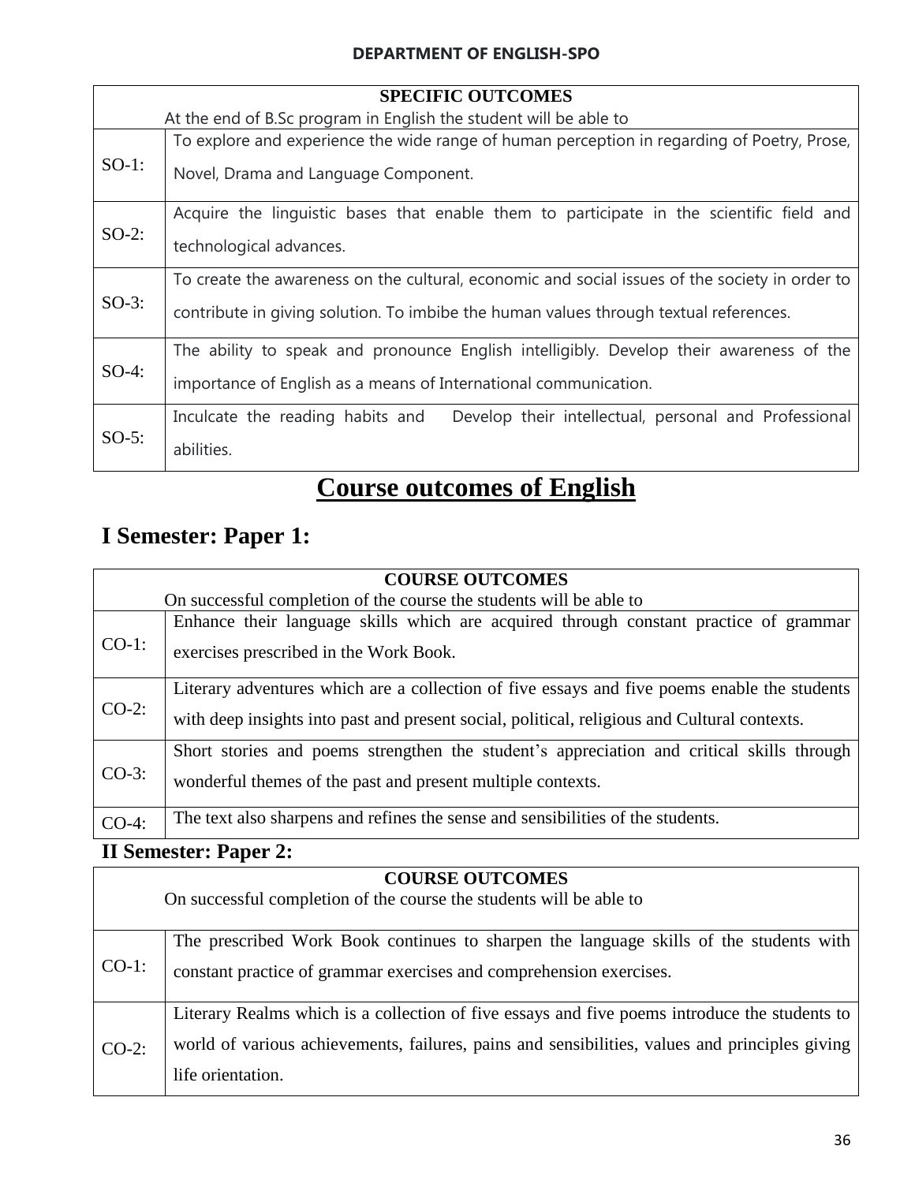**DEPARTMENT OF ENGLISH-SPO**

| SPECIFIC OUTCOMES<br>At the end of B.Sc program in English the student will be able to | |
|---|---|
| SO-1: | To explore and experience the wide range of human perception in regarding of Poetry, Prose, Novel, Drama and Language Component. |
| SO-2: | Acquire the linguistic bases that enable them to participate in the scientific field and technological advances. |
| SO-3: | To create the awareness on the cultural, economic and social issues of the society in order to contribute in giving solution. To imbibe the human values through textual references. |
| SO-4: | The ability to speak and pronounce English intelligibly. Develop their awareness of the importance of English as a means of International communication. |
| SO-5: | Inculcate the reading habits and Develop their intellectual, personal and Professional abilities. |

# Course outcomes of English

## I Semester: Paper 1:

| COURSE OUTCOMES<br>On successful completion of the course the students will be able to | |
|---|---|
| CO-1: | Enhance their language skills which are acquired through constant practice of grammar exercises prescribed in the Work Book. |
| CO-2: | Literary adventures which are a collection of five essays and five poems enable the students with deep insights into past and present social, political, religious and Cultural contexts. |
| CO-3: | Short stories and poems strengthen the student's appreciation and critical skills through wonderful themes of the past and present multiple contexts. |
| CO-4: | The text also sharpens and refines the sense and sensibilities of the students. |

## II Semester: Paper 2:

| COURSE OUTCOMES<br>On successful completion of the course the students will be able to | |
|---|---|
| CO-1: | The prescribed Work Book continues to sharpen the language skills of the students with constant practice of grammar exercises and comprehension exercises. |
| CO-2: | Literary Realms which is a collection of five essays and five poems introduce the students to world of various achievements, failures, pains and sensibilities, values and principles giving life orientation. |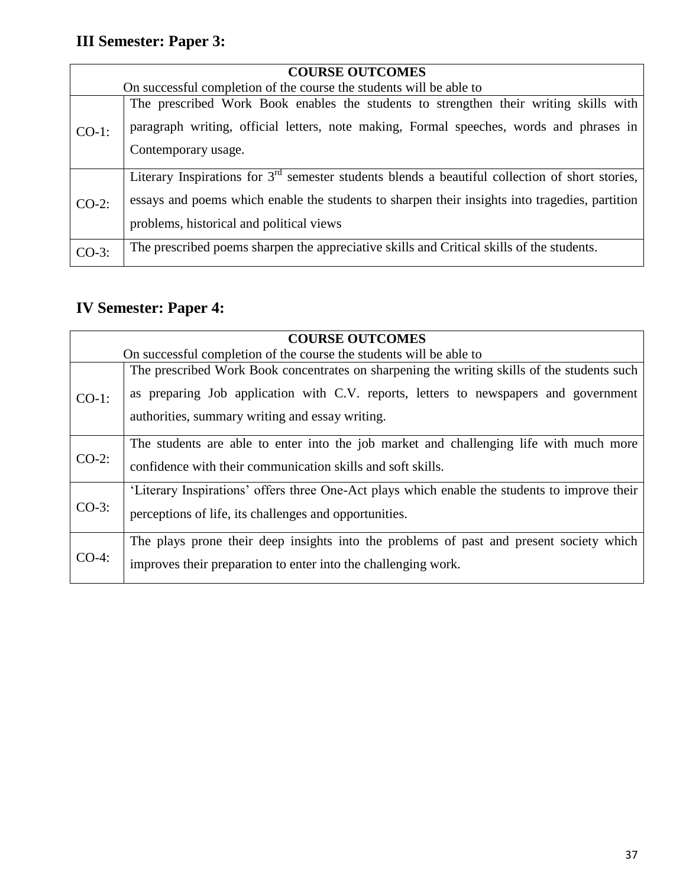## III Semester: Paper 3:

| COURSE OUTCOMES<br>On successful completion of the course the students will be able to | |
|---|---|
| CO-1: | The prescribed Work Book enables the students to strengthen their writing skills with paragraph writing, official letters, note making, Formal speeches, words and phrases in Contemporary usage. |
| CO-2: | Literary Inspirations for 3rd semester students blends a beautiful collection of short stories, essays and poems which enable the students to sharpen their insights into tragedies, partition problems, historical and political views |
| CO-3: | The prescribed poems sharpen the appreciative skills and Critical skills of the students. |

## IV Semester: Paper 4:

| COURSE OUTCOMES<br>On successful completion of the course the students will be able to | |
|---|---|
| CO-1: | The prescribed Work Book concentrates on sharpening the writing skills of the students such as preparing Job application with C.V. reports, letters to newspapers and government authorities, summary writing and essay writing. |
| CO-2: | The students are able to enter into the job market and challenging life with much more confidence with their communication skills and soft skills. |
| CO-3: | 'Literary Inspirations' offers three One-Act plays which enable the students to improve their perceptions of life, its challenges and opportunities. |
| CO-4: | The plays prone their deep insights into the problems of past and present society which improves their preparation to enter into the challenging work. |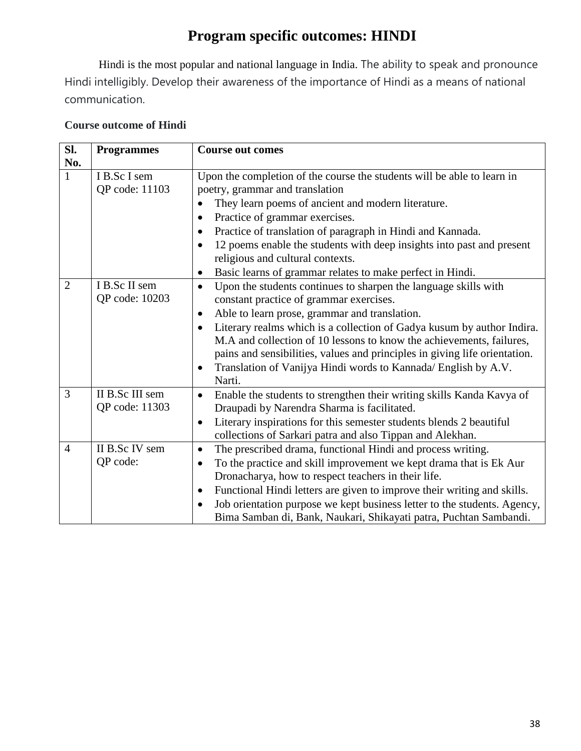# Program specific outcomes: HINDI

Hindi is the most popular and national language in India. The ability to speak and pronounce Hindi intelligibly. Develop their awareness of the importance of Hindi as a means of national communication.

**Course outcome of Hindi**

| Sl. No. | Programmes | Course out comes |
|---|---|---|
| 1 | I B.Sc I sem<br>QP code: 11103 | Upon the completion of the course the students will be able to learn in poetry, grammar and translation<br>• They learn poems of ancient and modern literature.<br>• Practice of grammar exercises.<br>• Practice of translation of paragraph in Hindi and Kannada.<br>• 12 poems enable the students with deep insights into past and present religious and cultural contexts.<br>• Basic learns of grammar relates to make perfect in Hindi. |
| 2 | I B.Sc II sem<br>QP code: 10203 | • Upon the students continues to sharpen the language skills with constant practice of grammar exercises.<br>• Able to learn prose, grammar and translation.<br>• Literary realms which is a collection of Gadya kusum by author Indira. M.A and collection of 10 lessons to know the achievements, failures, pains and sensibilities, values and principles in giving life orientation.<br>• Translation of Vanijya Hindi words to Kannada/ English by A.V. Narti. |
| 3 | II B.Sc III sem<br>QP code: 11303 | • Enable the students to strengthen their writing skills Kanda Kavya of Draupadi by Narendra Sharma is facilitated.<br>• Literary inspirations for this semester students blends 2 beautiful collections of Sarkari patra and also Tippan and Alekhan. |
| 4 | II B.Sc IV sem<br>QP code: | • The prescribed drama, functional Hindi and process writing.<br>• To the practice and skill improvement we kept drama that is Ek Aur Dronacharya, how to respect teachers in their life.<br>• Functional Hindi letters are given to improve their writing and skills.<br>• Job orientation purpose we kept business letter to the students. Agency, Bima Samban di, Bank, Naukari, Shikayati patra, Puchtan Sambandi. |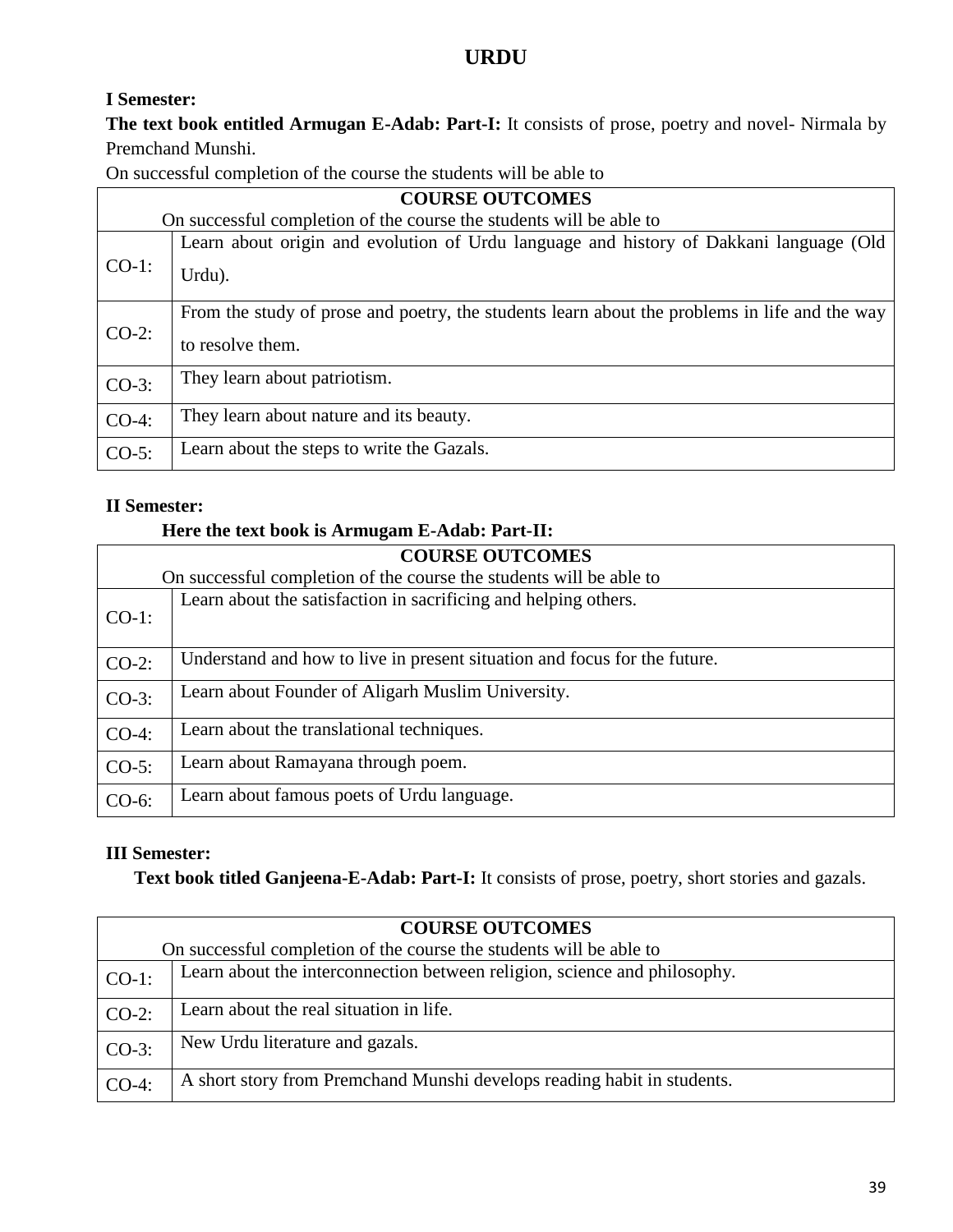# URDU

**I Semester:**

**The text book entitled Armugan E-Adab: Part-I:** It consists of prose, poetry and novel- Nirmala by Premchand Munshi.

On successful completion of the course the students will be able to

| COURSE OUTCOMES<br>On successful completion of the course the students will be able to | |
|---|---|
| CO-1: | Learn about origin and evolution of Urdu language and history of Dakkani language (Old Urdu). |
| CO-2: | From the study of prose and poetry, the students learn about the problems in life and the way to resolve them. |
| CO-3: | They learn about patriotism. |
| CO-4: | They learn about nature and its beauty. |
| CO-5: | Learn about the steps to write the Gazals. |

**II Semester:**

**Here the text book is Armugam E-Adab: Part-II:**

| COURSE OUTCOMES<br>On successful completion of the course the students will be able to | |
|---|---|
| CO-1: | Learn about the satisfaction in sacrificing and helping others. |
| CO-2: | Understand and how to live in present situation and focus for the future. |
| CO-3: | Learn about Founder of Aligarh Muslim University. |
| CO-4: | Learn about the translational techniques. |
| CO-5: | Learn about Ramayana through poem. |
| CO-6: | Learn about famous poets of Urdu language. |

**III Semester:**

**Text book titled Ganjeena-E-Adab: Part-I:** It consists of prose, poetry, short stories and gazals.

| COURSE OUTCOMES<br>On successful completion of the course the students will be able to | |
|---|---|
| CO-1: | Learn about the interconnection between religion, science and philosophy. |
| CO-2: | Learn about the real situation in life. |
| CO-3: | New Urdu literature and gazals. |
| CO-4: | A short story from Premchand Munshi develops reading habit in students. |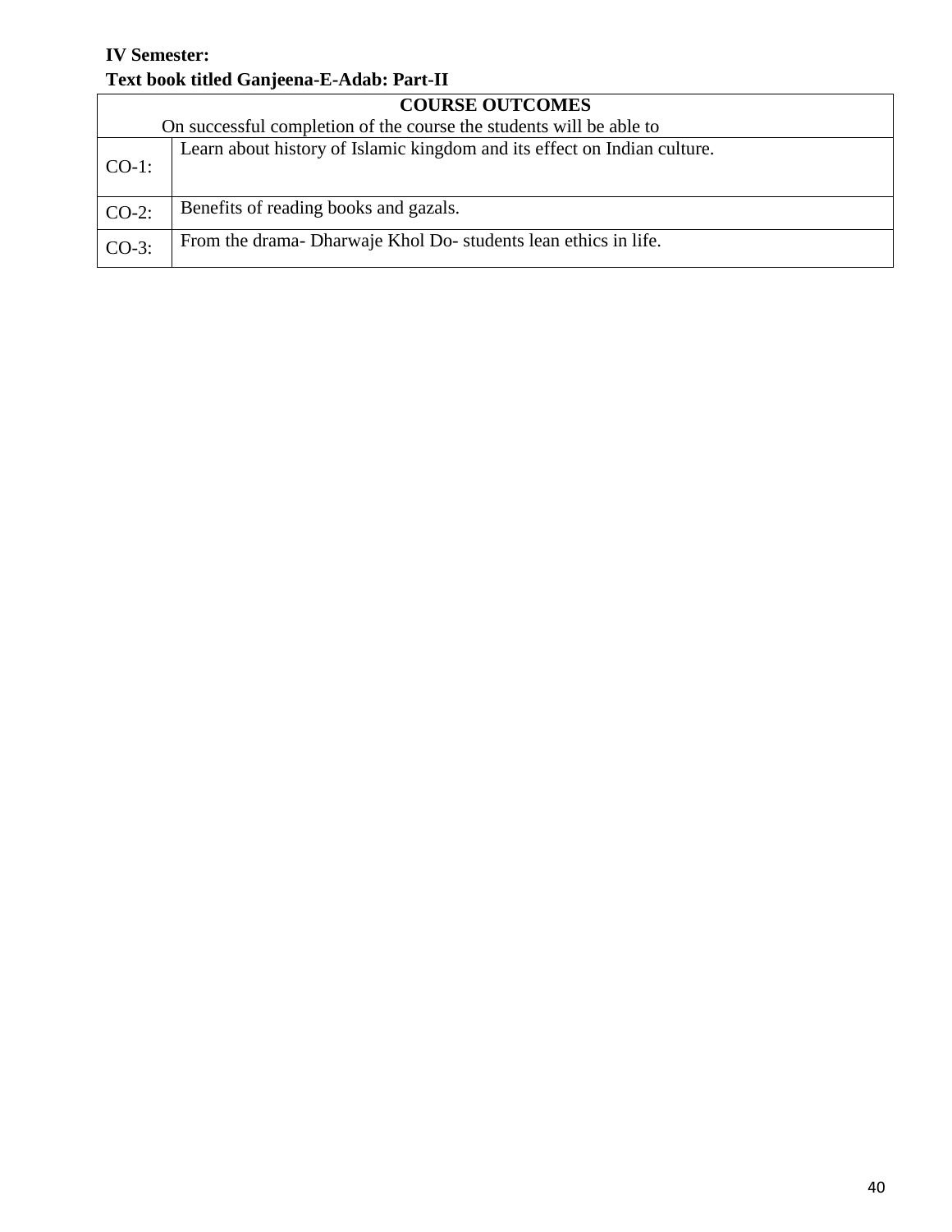**IV Semester:**

**Text book titled Ganjeena-E-Adab: Part-II**

| **COURSE OUTCOMES**<br>On successful completion of the course the students will be able to | |
|---|---|
| CO-1: | Learn about history of Islamic kingdom and its effect on Indian culture. |
| CO-2: | Benefits of reading books and gazals. |
| CO-3: | From the drama- Dharwaje Khol Do- students lean ethics in life. |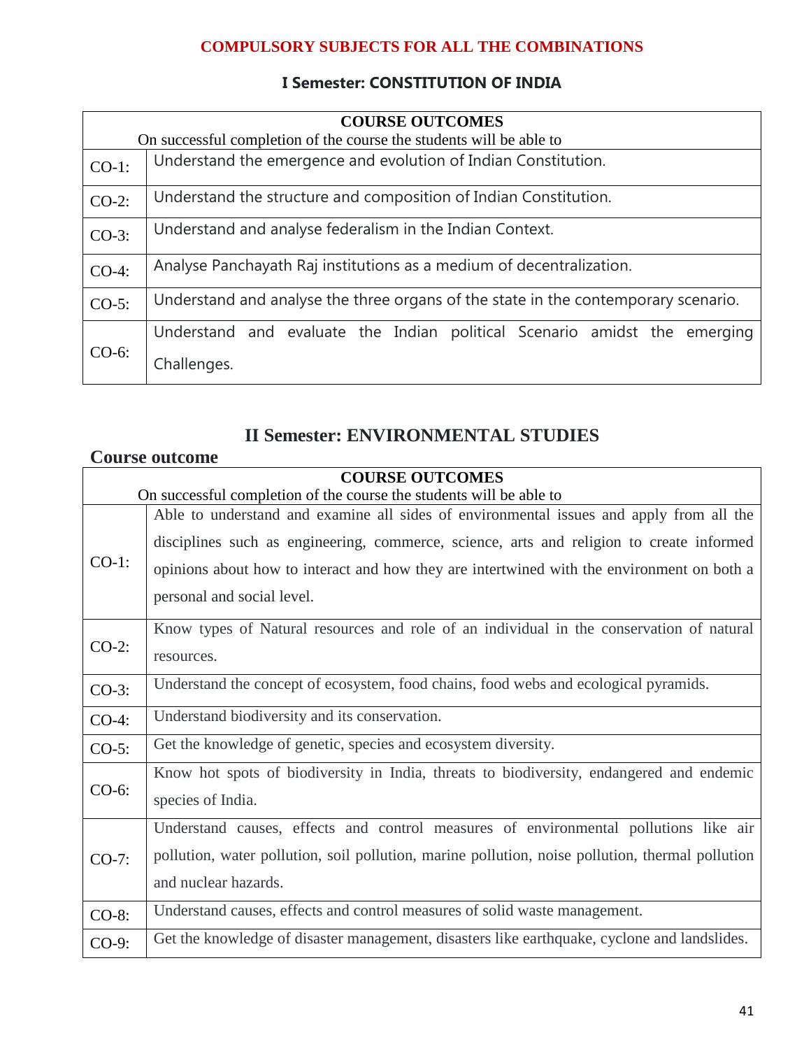## COMPULSORY SUBJECTS FOR ALL THE COMBINATIONS

### I Semester: CONSTITUTION OF INDIA

| COURSE OUTCOMES<br>On successful completion of the course the students will be able to | |
|---|---|
| CO-1: | Understand the emergence and evolution of Indian Constitution. |
| CO-2: | Understand the structure and composition of Indian Constitution. |
| CO-3: | Understand and analyse federalism in the Indian Context. |
| CO-4: | Analyse Panchayath Raj institutions as a medium of decentralization. |
| CO-5: | Understand and analyse the three organs of the state in the contemporary scenario. |
| CO-6: | Understand and evaluate the Indian political Scenario amidst the emerging Challenges. |

## II Semester: ENVIRONMENTAL STUDIES

### Course outcome

| COURSE OUTCOMES<br>On successful completion of the course the students will be able to | |
|---|---|
| CO-1: | Able to understand and examine all sides of environmental issues and apply from all the disciplines such as engineering, commerce, science, arts and religion to create informed opinions about how to interact and how they are intertwined with the environment on both a personal and social level. |
| CO-2: | Know types of Natural resources and role of an individual in the conservation of natural resources. |
| CO-3: | Understand the concept of ecosystem, food chains, food webs and ecological pyramids. |
| CO-4: | Understand biodiversity and its conservation. |
| CO-5: | Get the knowledge of genetic, species and ecosystem diversity. |
| CO-6: | Know hot spots of biodiversity in India, threats to biodiversity, endangered and endemic species of India. |
| CO-7: | Understand causes, effects and control measures of environmental pollutions like air pollution, water pollution, soil pollution, marine pollution, noise pollution, thermal pollution and nuclear hazards. |
| CO-8: | Understand causes, effects and control measures of solid waste management. |
| CO-9: | Get the knowledge of disaster management, disasters like earthquake, cyclone and landslides. |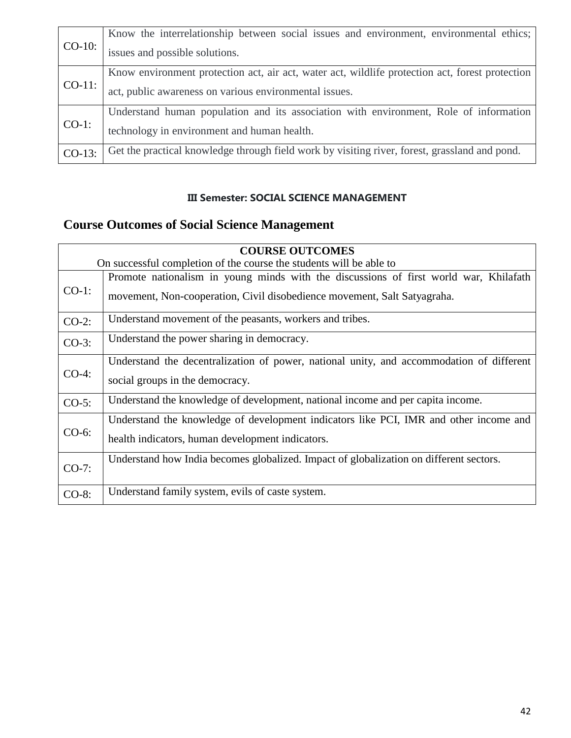| | |
|---|---|
| CO-10: | Know the interrelationship between social issues and environment, environmental ethics; issues and possible solutions. |
| CO-11: | Know environment protection act, air act, water act, wildlife protection act, forest protection act, public awareness on various environmental issues. |
| CO-1: | Understand human population and its association with environment, Role of information technology in environment and human health. |
| CO-13: | Get the practical knowledge through field work by visiting river, forest, grassland and pond. |

### III Semester: SOCIAL SCIENCE MANAGEMENT

## Course Outcomes of Social Science Management

| **COURSE OUTCOMES** On successful completion of the course the students will be able to | |
|---|---|
| CO-1: | Promote nationalism in young minds with the discussions of first world war, Khilafath movement, Non-cooperation, Civil disobedience movement, Salt Satyagraha. |
| CO-2: | Understand movement of the peasants, workers and tribes. |
| CO-3: | Understand the power sharing in democracy. |
| CO-4: | Understand the decentralization of power, national unity, and accommodation of different social groups in the democracy. |
| CO-5: | Understand the knowledge of development, national income and per capita income. |
| CO-6: | Understand the knowledge of development indicators like PCI, IMR and other income and health indicators, human development indicators. |
| CO-7: | Understand how India becomes globalized. Impact of globalization on different sectors. |
| CO-8: | Understand family system, evils of caste system. |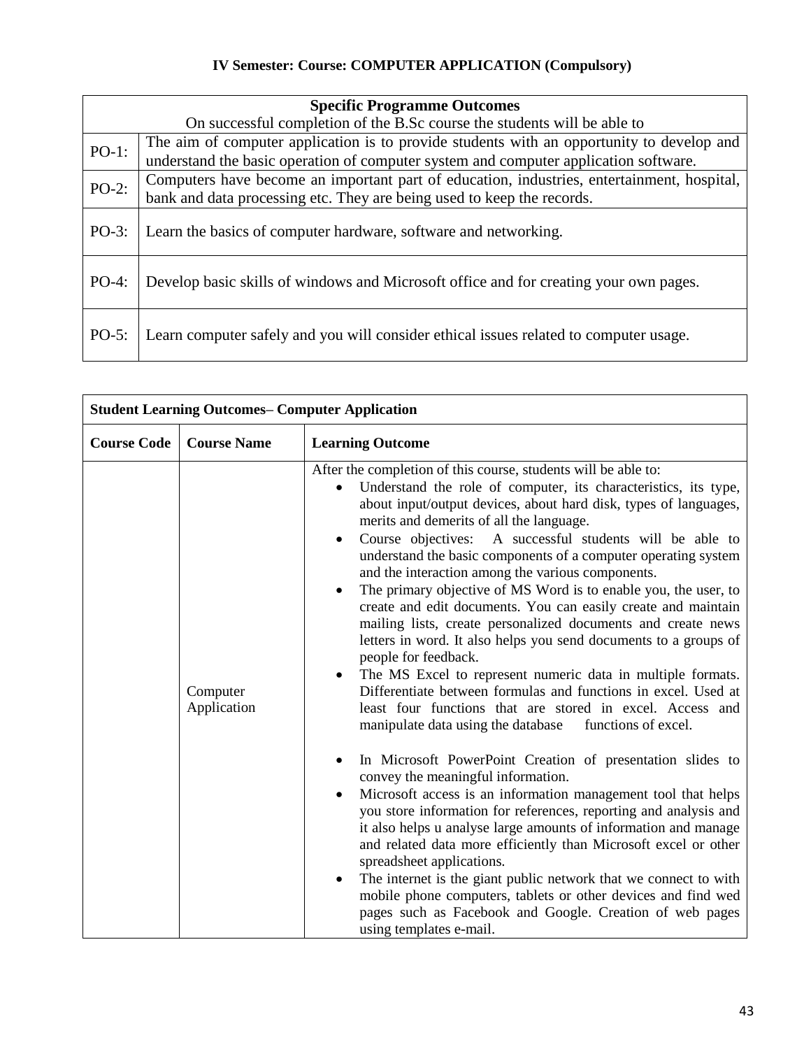### IV Semester: Course: COMPUTER APPLICATION (Compulsory)

| **Specific Programme Outcomes**<br>On successful completion of the B.Sc course the students will be able to | |
|---|---|
| PO-1: | The aim of computer application is to provide students with an opportunity to develop and understand the basic operation of computer system and computer application software. |
| PO-2: | Computers have become an important part of education, industries, entertainment, hospital, bank and data processing etc. They are being used to keep the records. |
| PO-3: | Learn the basics of computer hardware, software and networking. |
| PO-4: | Develop basic skills of windows and Microsoft office and for creating your own pages. |
| PO-5: | Learn computer safely and you will consider ethical issues related to computer usage. |

| **Student Learning Outcomes– Computer Application** | | |
|---|---|---|
| **Course Code** | **Course Name** | **Learning Outcome** |
| | Computer Application | After the completion of this course, students will be able to:<br>• Understand the role of computer, its characteristics, its type, about input/output devices, about hard disk, types of languages, merits and demerits of all the language.<br>• Course objectives: A successful students will be able to understand the basic components of a computer operating system and the interaction among the various components.<br>• The primary objective of MS Word is to enable you, the user, to create and edit documents. You can easily create and maintain mailing lists, create personalized documents and create news letters in word. It also helps you send documents to a groups of people for feedback.<br>• The MS Excel to represent numeric data in multiple formats. Differentiate between formulas and functions in excel. Used at least four functions that are stored in excel. Access and manipulate data using the database functions of excel.<br>• In Microsoft PowerPoint Creation of presentation slides to convey the meaningful information.<br>• Microsoft access is an information management tool that helps you store information for references, reporting and analysis and it also helps u analyse large amounts of information and manage and related data more efficiently than Microsoft excel or other spreadsheet applications.<br>• The internet is the giant public network that we connect to with mobile phone computers, tablets or other devices and find wed pages such as Facebook and Google. Creation of web pages using templates e-mail. |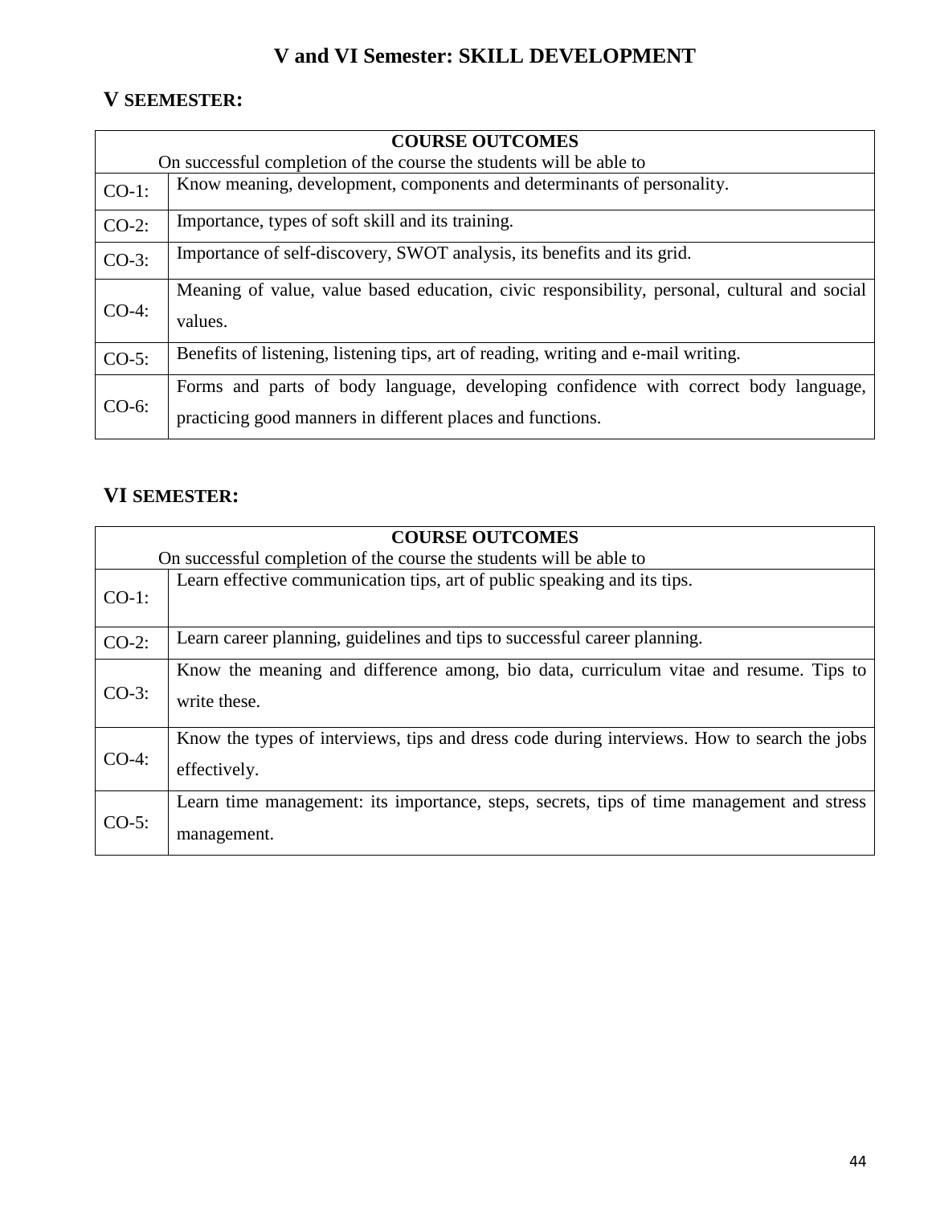# V and VI Semester: SKILL DEVELOPMENT

## V SEEMESTER:

| COURSE OUTCOMES<br>On successful completion of the course the students will be able to | |
|---|---|
| CO-1: | Know meaning, development, components and determinants of personality. |
| CO-2: | Importance, types of soft skill and its training. |
| CO-3: | Importance of self-discovery, SWOT analysis, its benefits and its grid. |
| CO-4: | Meaning of value, value based education, civic responsibility, personal, cultural and social values. |
| CO-5: | Benefits of listening, listening tips, art of reading, writing and e-mail writing. |
| CO-6: | Forms and parts of body language, developing confidence with correct body language, practicing good manners in different places and functions. |

## VI SEMESTER:

| COURSE OUTCOMES<br>On successful completion of the course the students will be able to | |
|---|---|
| CO-1: | Learn effective communication tips, art of public speaking and its tips. |
| CO-2: | Learn career planning, guidelines and tips to successful career planning. |
| CO-3: | Know the meaning and difference among, bio data, curriculum vitae and resume. Tips to write these. |
| CO-4: | Know the types of interviews, tips and dress code during interviews. How to search the jobs effectively. |
| CO-5: | Learn time management: its importance, steps, secrets, tips of time management and stress management. |